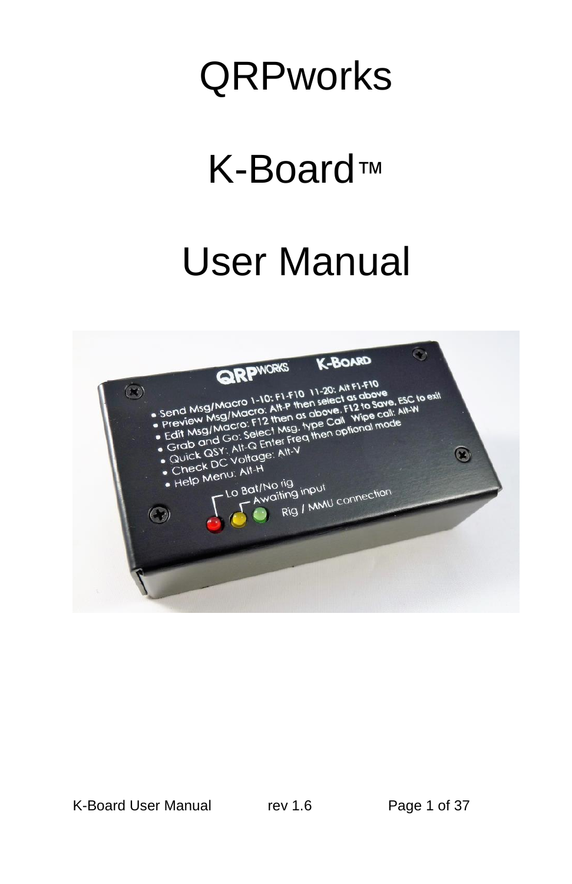# QRPworks

# K-Board™

# User Manual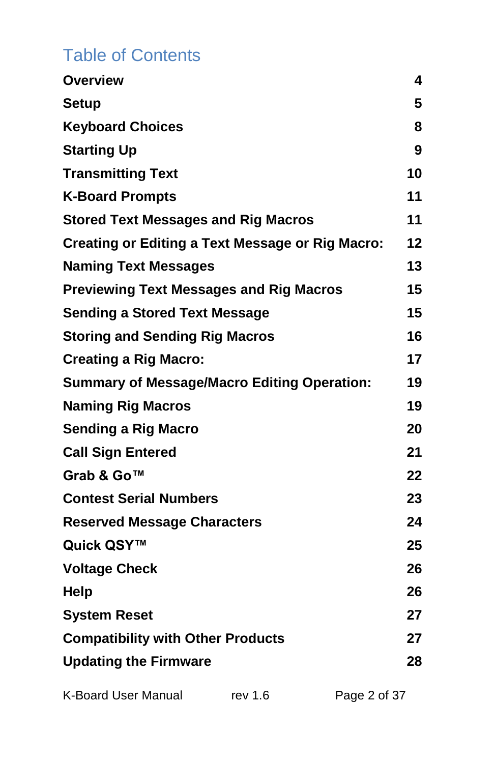# Table of Contents

| | |
|---|---|
| **Overview** | **4** |
| **Setup** | **5** |
| **Keyboard Choices** | **8** |
| **Starting Up** | **9** |
| **Transmitting Text** | **10** |
| **K-Board Prompts** | **11** |
| **Stored Text Messages and Rig Macros** | **11** |
| **Creating or Editing a Text Message or Rig Macro:** | **12** |
| **Naming Text Messages** | **13** |
| **Previewing Text Messages and Rig Macros** | **15** |
| **Sending a Stored Text Message** | **15** |
| **Storing and Sending Rig Macros** | **16** |
| **Creating a Rig Macro:** | **17** |
| **Summary of Message/Macro Editing Operation:** | **19** |
| **Naming Rig Macros** | **19** |
| **Sending a Rig Macro** | **20** |
| **Call Sign Entered** | **21** |
| **Grab & Go™** | **22** |
| **Contest Serial Numbers** | **23** |
| **Reserved Message Characters** | **24** |
| **Quick QSY™** | **25** |
| **Voltage Check** | **26** |
| **Help** | **26** |
| **System Reset** | **27** |
| **Compatibility with Other Products** | **27** |
| **Updating the Firmware** | **28** |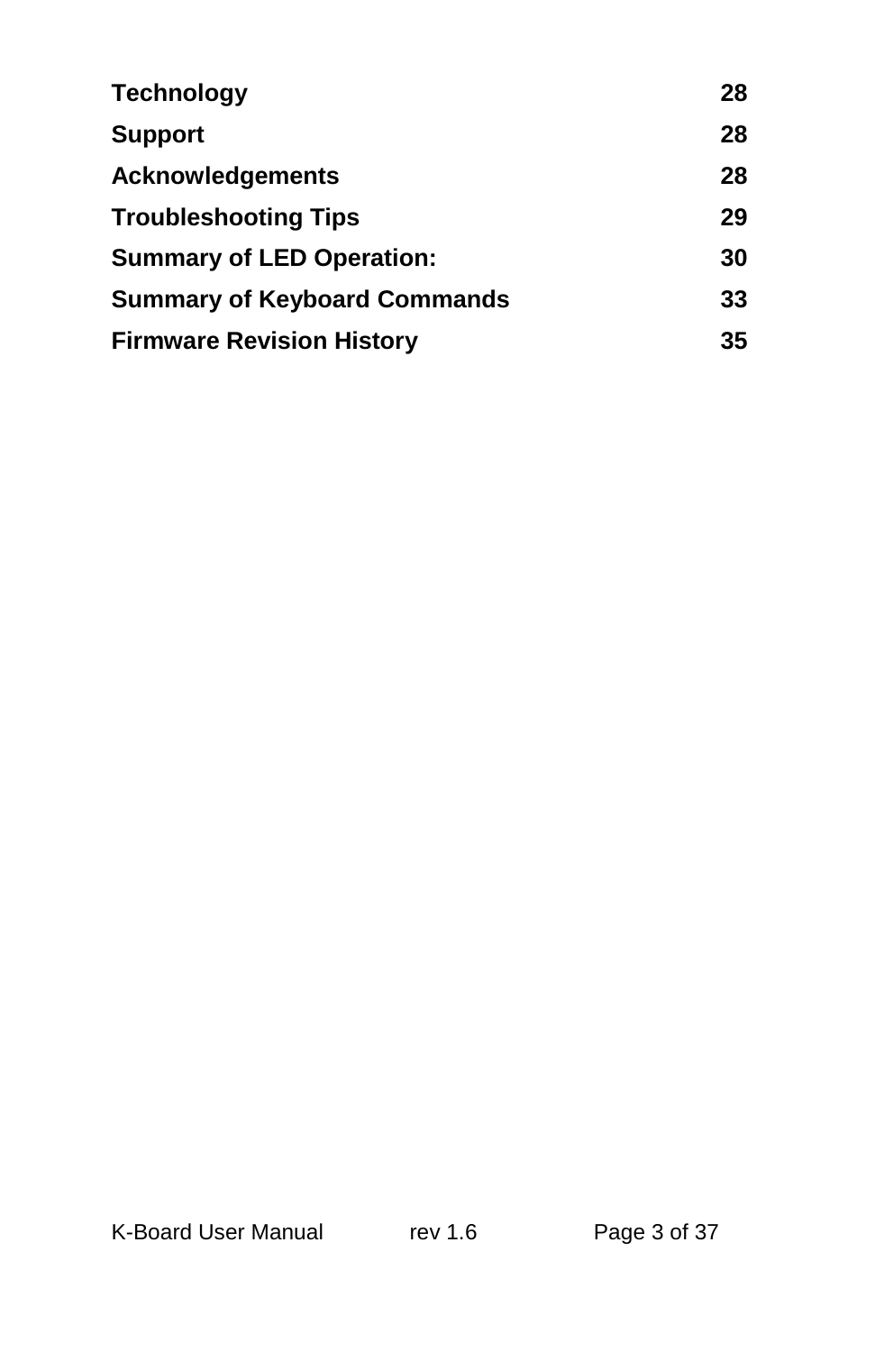| | |
|---|---|
| **Technology** | **28** |
| **Support** | **28** |
| **Acknowledgements** | **28** |
| **Troubleshooting Tips** | **29** |
| **Summary of LED Operation:** | **30** |
| **Summary of Keyboard Commands** | **33** |
| **Firmware Revision History** | **35** |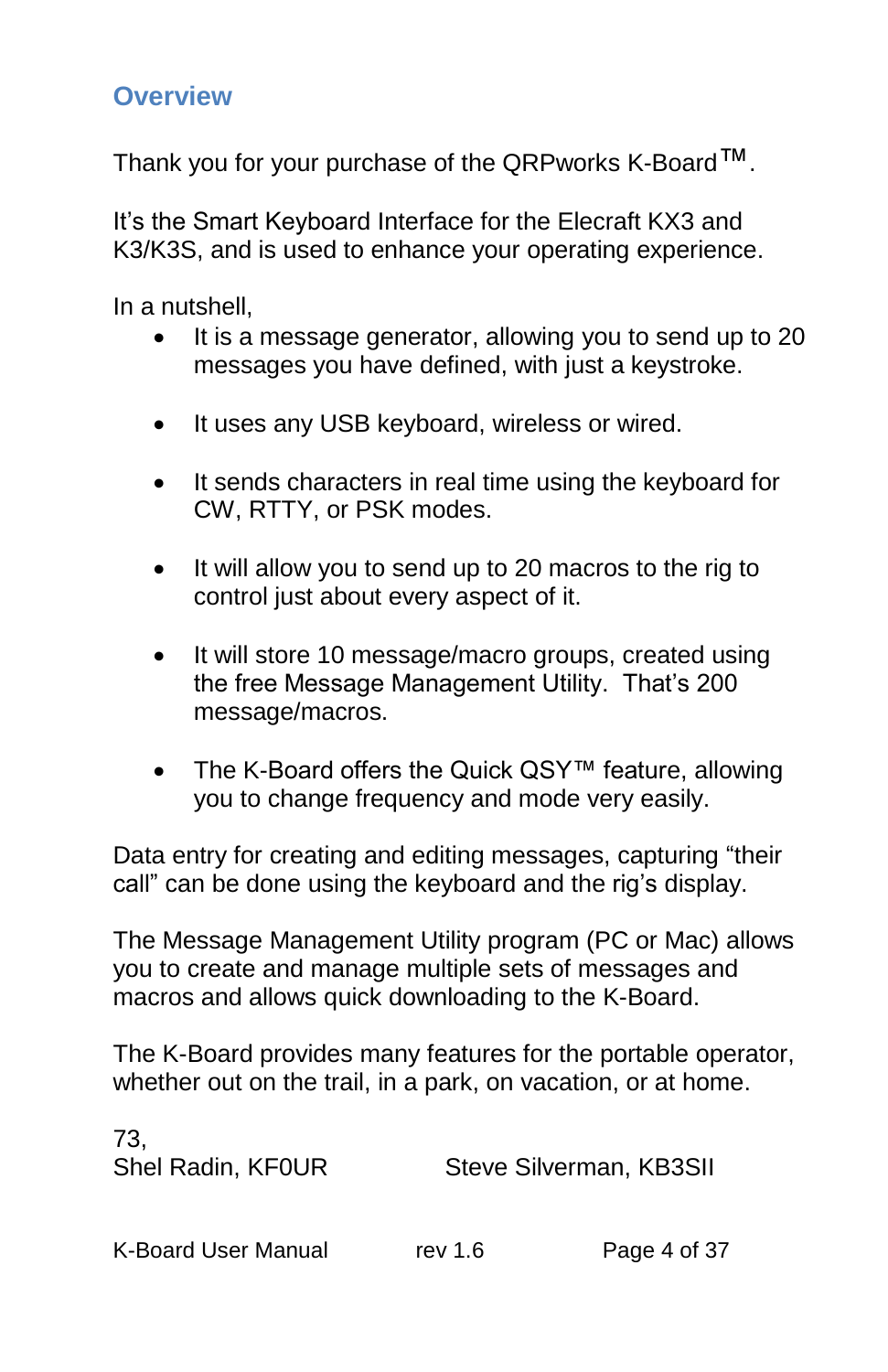## Overview

Thank you for your purchase of the QRPworks K-Board™.

It's the Smart Keyboard Interface for the Elecraft KX3 and K3/K3S, and is used to enhance your operating experience.

In a nutshell,

- It is a message generator, allowing you to send up to 20 messages you have defined, with just a keystroke.
- It uses any USB keyboard, wireless or wired.
- It sends characters in real time using the keyboard for CW, RTTY, or PSK modes.
- It will allow you to send up to 20 macros to the rig to control just about every aspect of it.
- It will store 10 message/macro groups, created using the free Message Management Utility. That's 200 message/macros.
- The K-Board offers the Quick QSY™ feature, allowing you to change frequency and mode very easily.

Data entry for creating and editing messages, capturing "their call" can be done using the keyboard and the rig's display.

The Message Management Utility program (PC or Mac) allows you to create and manage multiple sets of messages and macros and allows quick downloading to the K-Board.

The K-Board provides many features for the portable operator, whether out on the trail, in a park, on vacation, or at home.

73,
Shel Radin, KF0UR          Steve Silverman, KB3SII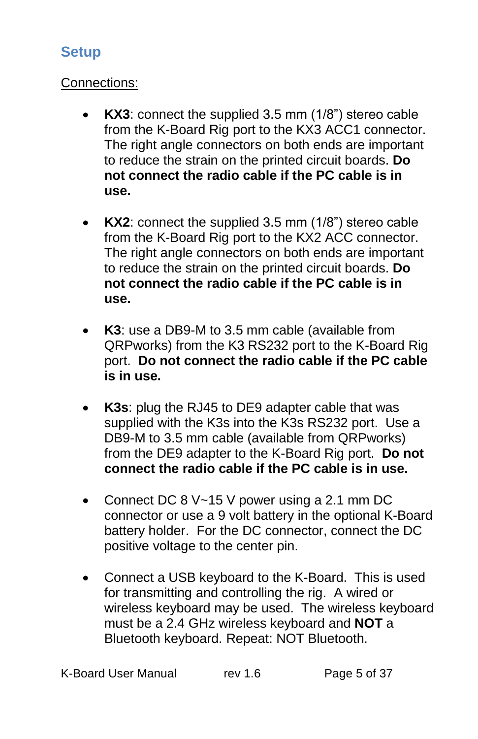## Setup

<u>Connections:</u>

- **KX3**: connect the supplied 3.5 mm (1/8") stereo cable from the K-Board Rig port to the KX3 ACC1 connector. The right angle connectors on both ends are important to reduce the strain on the printed circuit boards. **Do not connect the radio cable if the PC cable is in use.**

- **KX2**: connect the supplied 3.5 mm (1/8") stereo cable from the K-Board Rig port to the KX2 ACC connector. The right angle connectors on both ends are important to reduce the strain on the printed circuit boards. **Do not connect the radio cable if the PC cable is in use.**

- **K3**: use a DB9-M to 3.5 mm cable (available from QRPworks) from the K3 RS232 port to the K-Board Rig port. **Do not connect the radio cable if the PC cable is in use.**

- **K3s**: plug the RJ45 to DE9 adapter cable that was supplied with the K3s into the K3s RS232 port. Use a DB9-M to 3.5 mm cable (available from QRPworks) from the DE9 adapter to the K-Board Rig port. **Do not connect the radio cable if the PC cable is in use.**

- Connect DC 8 V~15 V power using a 2.1 mm DC connector or use a 9 volt battery in the optional K-Board battery holder. For the DC connector, connect the DC positive voltage to the center pin.

- Connect a USB keyboard to the K-Board. This is used for transmitting and controlling the rig. A wired or wireless keyboard may be used. The wireless keyboard must be a 2.4 GHz wireless keyboard and **NOT** a Bluetooth keyboard. Repeat: NOT Bluetooth.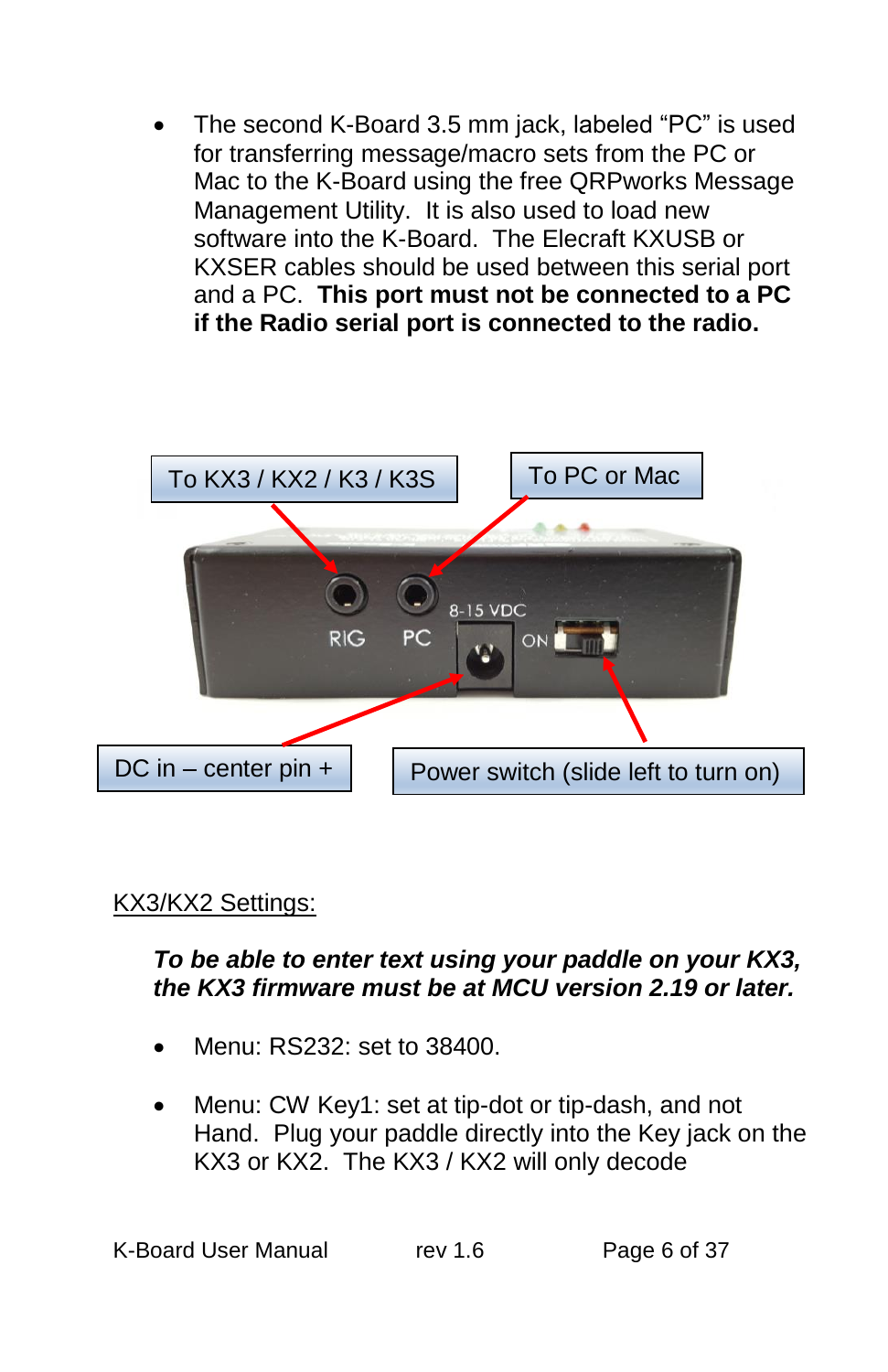- The second K-Board 3.5 mm jack, labeled "PC" is used for transferring message/macro sets from the PC or Mac to the K-Board using the free QRPworks Message Management Utility. It is also used to load new software into the K-Board. The Elecraft KXUSB or KXSER cables should be used between this serial port and a PC. **This port must not be connected to a PC if the Radio serial port is connected to the radio.**

To KX3 / KX2 / K3 / K3S

To PC or Mac

DC in – center pin +

Power switch (slide left to turn on)

<u>KX3/KX2 Settings:</u>

***To be able to enter text using your paddle on your KX3, the KX3 firmware must be at MCU version 2.19 or later.***

- Menu: RS232: set to 38400.
- Menu: CW Key1: set at tip-dot or tip-dash, and not Hand. Plug your paddle directly into the Key jack on the KX3 or KX2. The KX3 / KX2 will only decode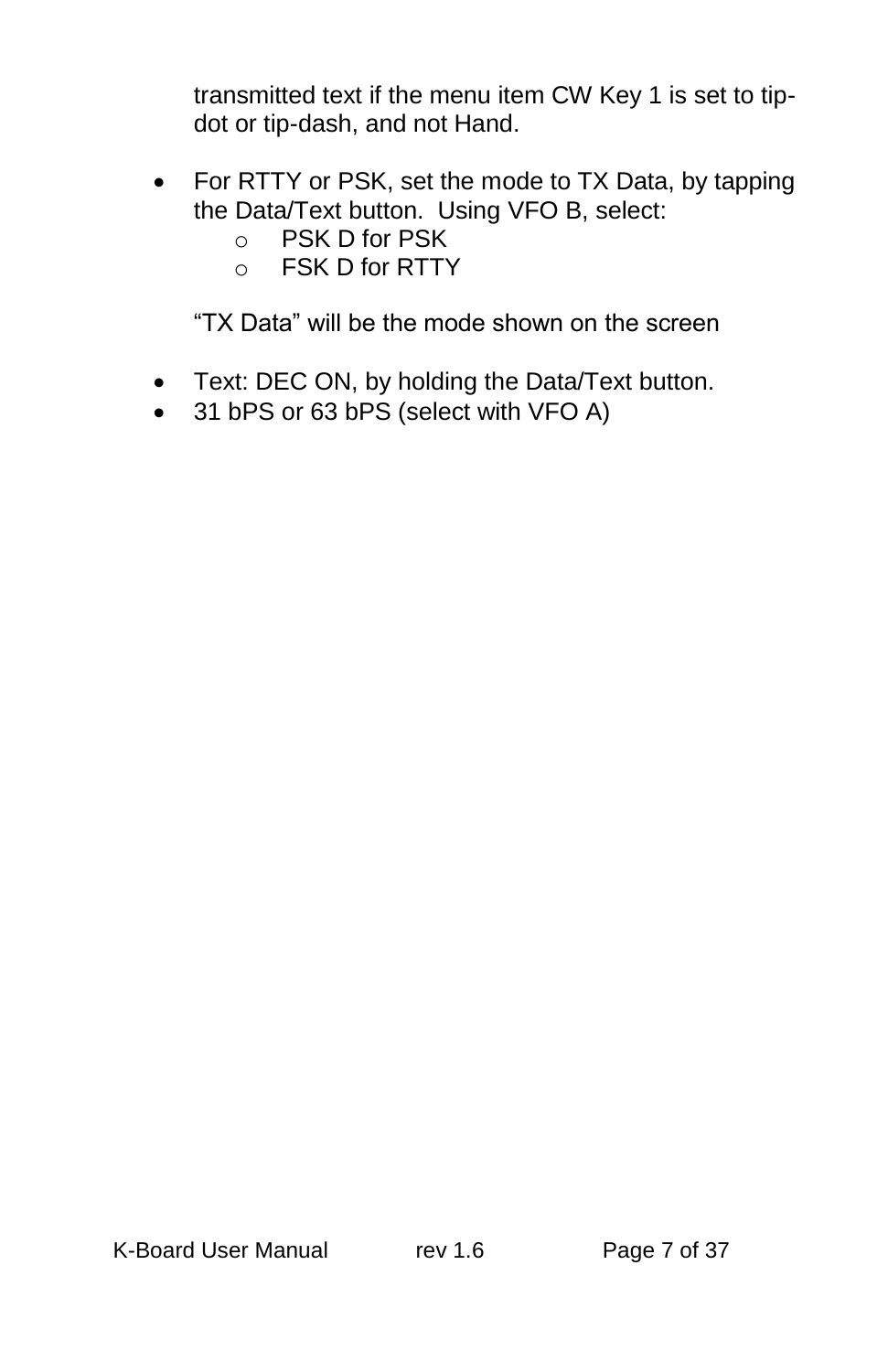transmitted text if the menu item CW Key 1 is set to tip-dot or tip-dash, and not Hand.

- For RTTY or PSK, set the mode to TX Data, by tapping the Data/Text button. Using VFO B, select:
  - PSK D for PSK
  - FSK D for RTTY

  “TX Data” will be the mode shown on the screen

- Text: DEC ON, by holding the Data/Text button.
- 31 bPS or 63 bPS (select with VFO A)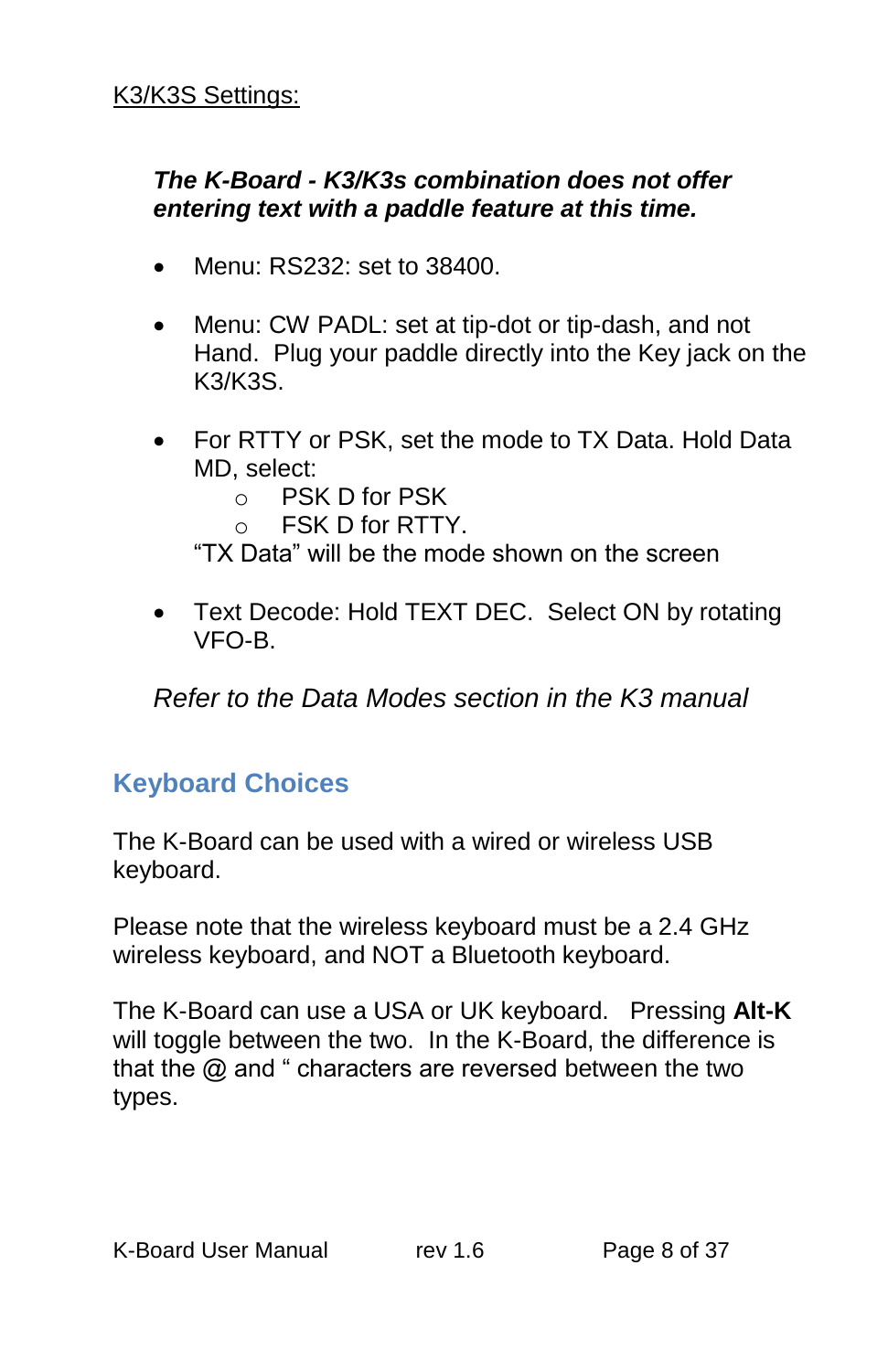K3/K3S Settings:

***The K-Board - K3/K3s combination does not offer entering text with a paddle feature at this time.***

- Menu: RS232: set to 38400.
- Menu: CW PADL: set at tip-dot or tip-dash, and not Hand. Plug your paddle directly into the Key jack on the K3/K3S.
- For RTTY or PSK, set the mode to TX Data. Hold Data MD, select:
  - PSK D for PSK
  - FSK D for RTTY.

  “TX Data” will be the mode shown on the screen
- Text Decode: Hold TEXT DEC. Select ON by rotating VFO-B.

*Refer to the Data Modes section in the K3 manual*

## Keyboard Choices

The K-Board can be used with a wired or wireless USB keyboard.

Please note that the wireless keyboard must be a 2.4 GHz wireless keyboard, and NOT a Bluetooth keyboard.

The K-Board can use a USA or UK keyboard. Pressing **Alt-K** will toggle between the two. In the K-Board, the difference is that the @ and “ characters are reversed between the two types.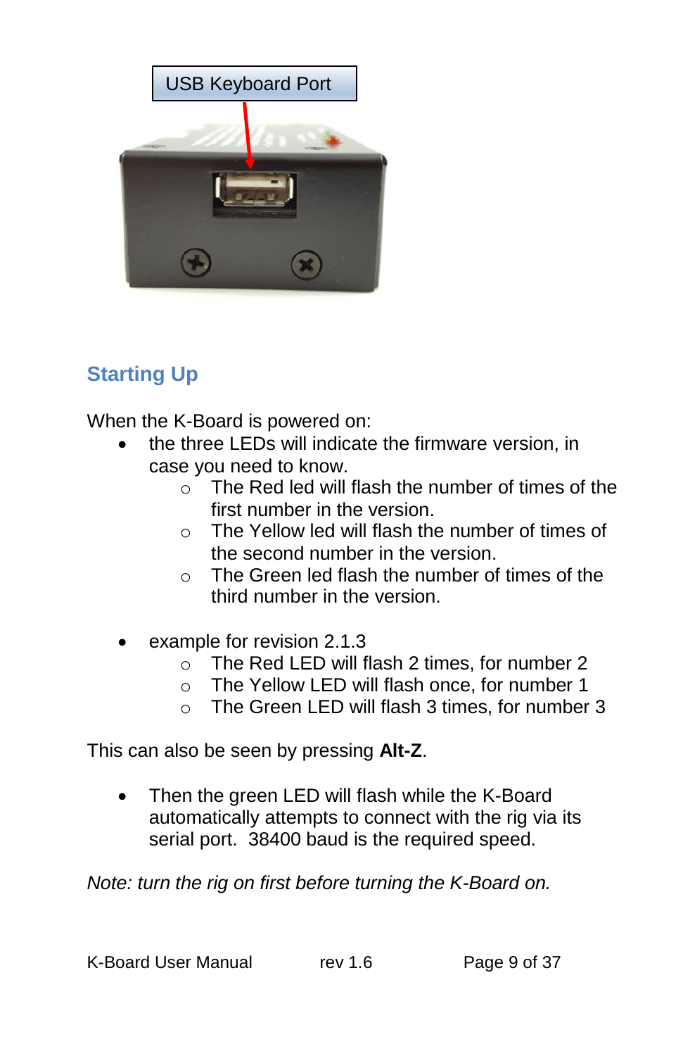USB Keyboard Port

## Starting Up

When the K-Board is powered on:

- the three LEDs will indicate the firmware version, in case you need to know.
    - The Red led will flash the number of times of the first number in the version.
    - The Yellow led will flash the number of times of the second number in the version.
    - The Green led flash the number of times of the third number in the version.

- example for revision 2.1.3
    - The Red LED will flash 2 times, for number 2
    - The Yellow LED will flash once, for number 1
    - The Green LED will flash 3 times, for number 3

This can also be seen by pressing **Alt-Z**.

- Then the green LED will flash while the K-Board automatically attempts to connect with the rig via its serial port. 38400 baud is the required speed.

*Note: turn the rig on first before turning the K-Board on.*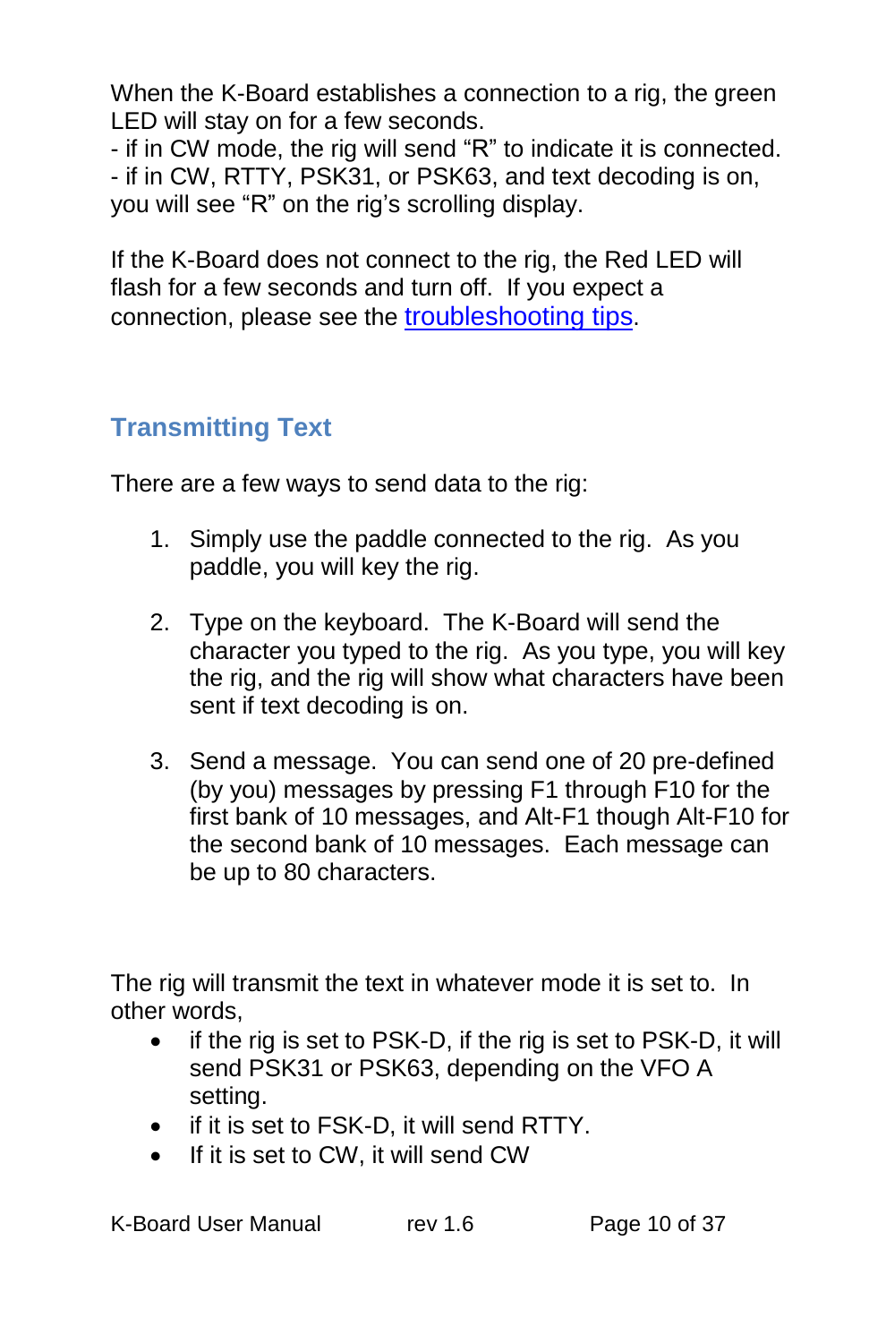When the K-Board establishes a connection to a rig, the green LED will stay on for a few seconds.
- if in CW mode, the rig will send “R” to indicate it is connected.
- if in CW, RTTY, PSK31, or PSK63, and text decoding is on, you will see “R” on the rig’s scrolling display.

If the K-Board does not connect to the rig, the Red LED will flash for a few seconds and turn off. If you expect a connection, please see the troubleshooting tips.

## Transmitting Text

There are a few ways to send data to the rig:

1. Simply use the paddle connected to the rig. As you paddle, you will key the rig.

2. Type on the keyboard. The K-Board will send the character you typed to the rig. As you type, you will key the rig, and the rig will show what characters have been sent if text decoding is on.

3. Send a message. You can send one of 20 pre-defined (by you) messages by pressing F1 through F10 for the first bank of 10 messages, and Alt-F1 though Alt-F10 for the second bank of 10 messages. Each message can be up to 80 characters.

The rig will transmit the text in whatever mode it is set to. In other words,

- if the rig is set to PSK-D, if the rig is set to PSK-D, it will send PSK31 or PSK63, depending on the VFO A setting.
- if it is set to FSK-D, it will send RTTY.
- If it is set to CW, it will send CW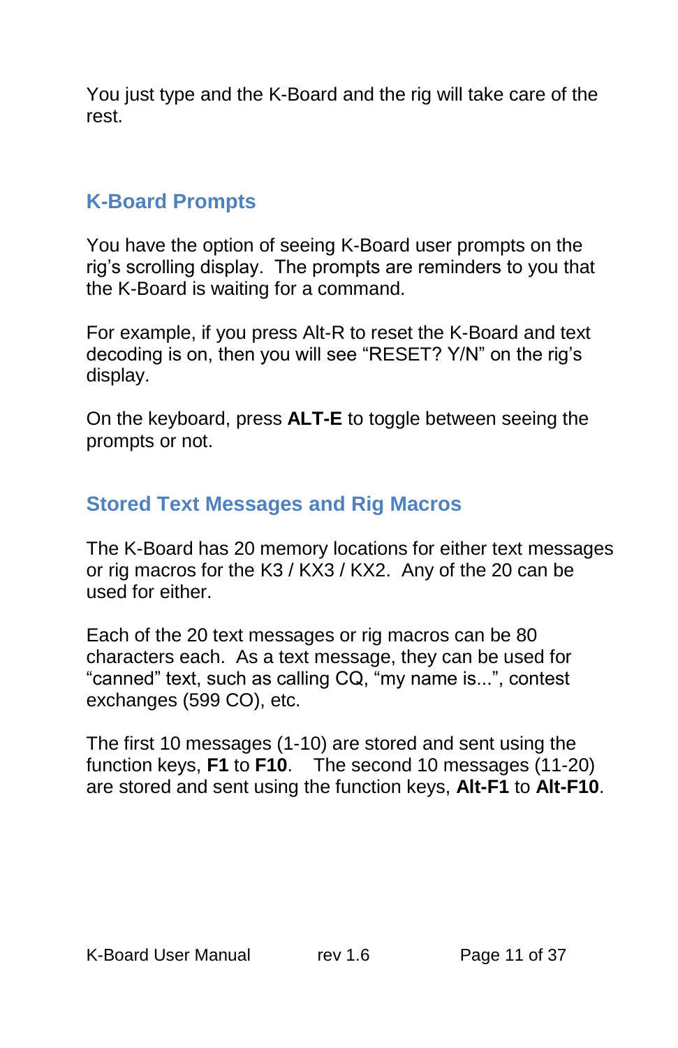You just type and the K-Board and the rig will take care of the rest.

## K-Board Prompts

You have the option of seeing K-Board user prompts on the rig's scrolling display. The prompts are reminders to you that the K-Board is waiting for a command.

For example, if you press Alt-R to reset the K-Board and text decoding is on, then you will see "RESET? Y/N" on the rig's display.

On the keyboard, press **ALT-E** to toggle between seeing the prompts or not.

## Stored Text Messages and Rig Macros

The K-Board has 20 memory locations for either text messages or rig macros for the K3 / KX3 / KX2. Any of the 20 can be used for either.

Each of the 20 text messages or rig macros can be 80 characters each. As a text message, they can be used for "canned" text, such as calling CQ, "my name is...", contest exchanges (599 CO), etc.

The first 10 messages (1-10) are stored and sent using the function keys, **F1** to **F10**. The second 10 messages (11-20) are stored and sent using the function keys, **Alt-F1** to **Alt-F10**.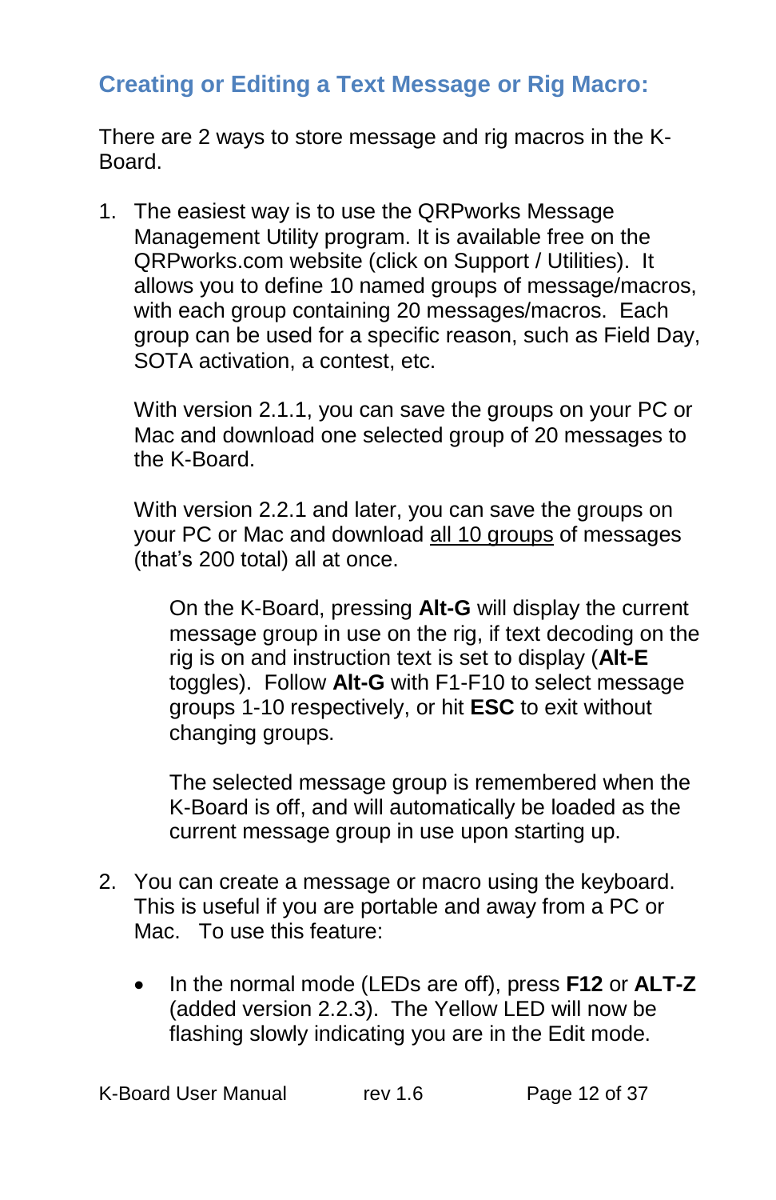## Creating or Editing a Text Message or Rig Macro:

There are 2 ways to store message and rig macros in the K-Board.

1. The easiest way is to use the QRPworks Message Management Utility program. It is available free on the QRPworks.com website (click on Support / Utilities). It allows you to define 10 named groups of message/macros, with each group containing 20 messages/macros. Each group can be used for a specific reason, such as Field Day, SOTA activation, a contest, etc.

   With version 2.1.1, you can save the groups on your PC or Mac and download one selected group of 20 messages to the K-Board.

   With version 2.2.1 and later, you can save the groups on your PC or Mac and download <u>all 10 groups</u> of messages (that's 200 total) all at once.

   > On the K-Board, pressing **Alt-G** will display the current message group in use on the rig, if text decoding on the rig is on and instruction text is set to display (**Alt-E** toggles). Follow **Alt-G** with F1-F10 to select message groups 1-10 respectively, or hit **ESC** to exit without changing groups.
   >
   > The selected message group is remembered when the K-Board is off, and will automatically be loaded as the current message group in use upon starting up.

2. You can create a message or macro using the keyboard. This is useful if you are portable and away from a PC or Mac. To use this feature:

   - In the normal mode (LEDs are off), press **F12** or **ALT-Z** (added version 2.2.3). The Yellow LED will now be flashing slowly indicating you are in the Edit mode.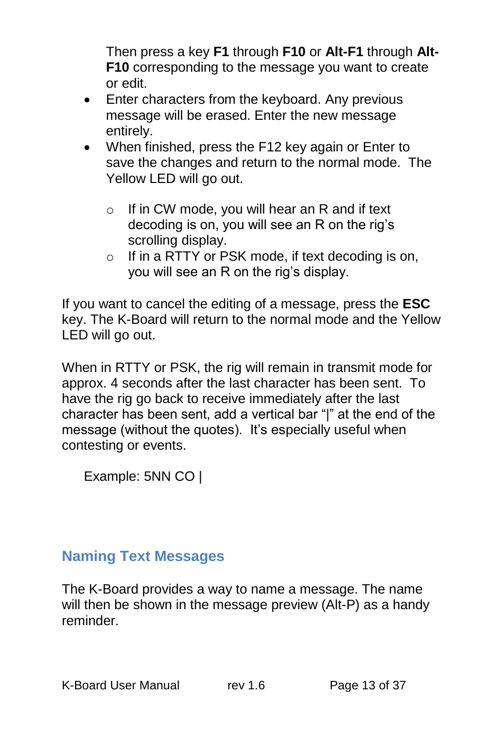Then press a key **F1** through **F10** or **Alt-F1** through **Alt-F10** corresponding to the message you want to create or edit.

- Enter characters from the keyboard. Any previous message will be erased. Enter the new message entirely.
- When finished, press the F12 key again or Enter to save the changes and return to the normal mode. The Yellow LED will go out.
    - If in CW mode, you will hear an R and if text decoding is on, you will see an R on the rig's scrolling display.
    - If in a RTTY or PSK mode, if text decoding is on, you will see an R on the rig's display.

If you want to cancel the editing of a message, press the **ESC** key. The K-Board will return to the normal mode and the Yellow LED will go out.

When in RTTY or PSK, the rig will remain in transmit mode for approx. 4 seconds after the last character has been sent. To have the rig go back to receive immediately after the last character has been sent, add a vertical bar "|" at the end of the message (without the quotes). It's especially useful when contesting or events.

Example: 5NN CO |

## Naming Text Messages

The K-Board provides a way to name a message. The name will then be shown in the message preview (Alt-P) as a handy reminder.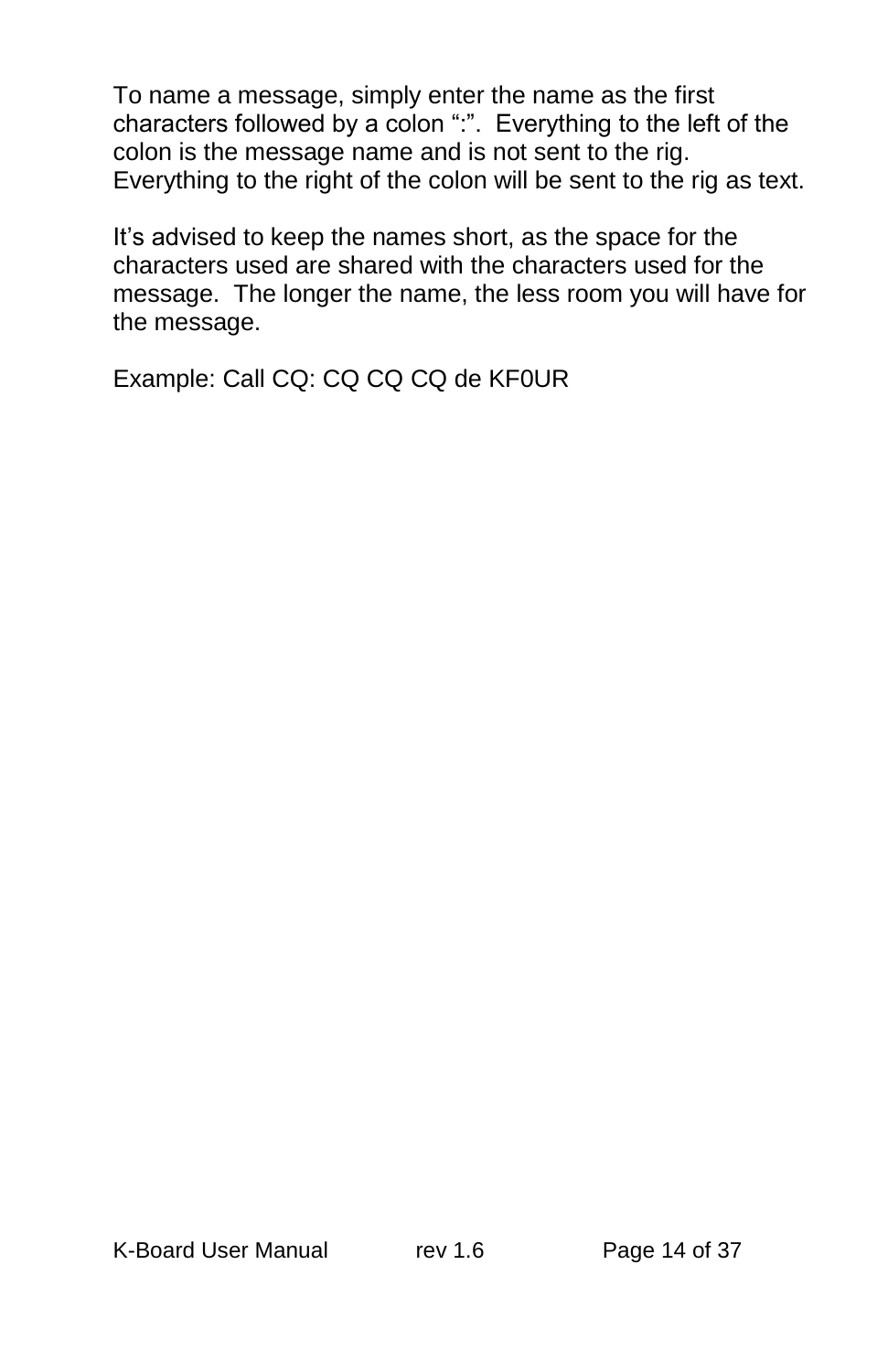To name a message, simply enter the name as the first characters followed by a colon ":". Everything to the left of the colon is the message name and is not sent to the rig. Everything to the right of the colon will be sent to the rig as text.

It's advised to keep the names short, as the space for the characters used are shared with the characters used for the message. The longer the name, the less room you will have for the message.

Example: Call CQ: CQ CQ CQ de KF0UR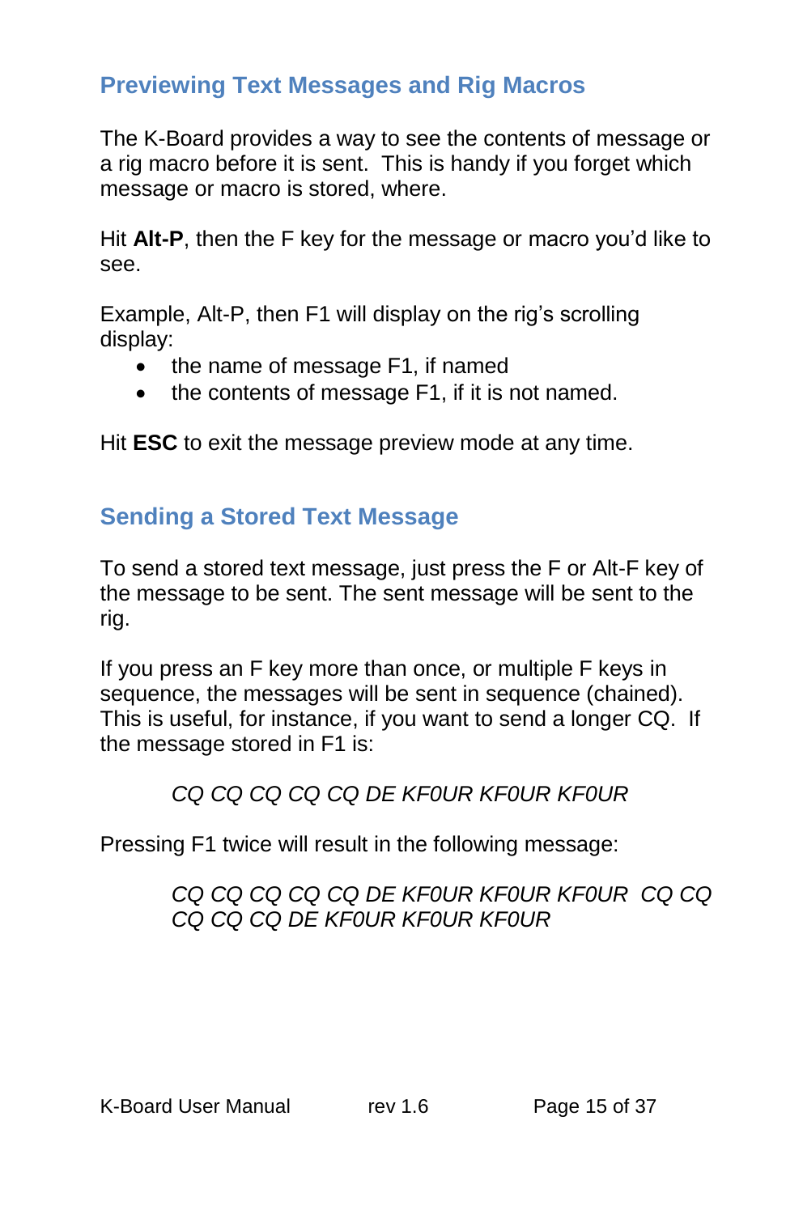## Previewing Text Messages and Rig Macros

The K-Board provides a way to see the contents of message or a rig macro before it is sent. This is handy if you forget which message or macro is stored, where.

Hit **Alt-P**, then the F key for the message or macro you'd like to see.

Example, Alt-P, then F1 will display on the rig's scrolling display:

- the name of message F1, if named
- the contents of message F1, if it is not named.

Hit **ESC** to exit the message preview mode at any time.

## Sending a Stored Text Message

To send a stored text message, just press the F or Alt-F key of the message to be sent. The sent message will be sent to the rig.

If you press an F key more than once, or multiple F keys in sequence, the messages will be sent in sequence (chained). This is useful, for instance, if you want to send a longer CQ. If the message stored in F1 is:

> *CQ CQ CQ CQ CQ DE KF0UR KF0UR KF0UR*

Pressing F1 twice will result in the following message:

> *CQ CQ CQ CQ CQ DE KF0UR KF0UR KF0UR CQ CQ CQ CQ CQ DE KF0UR KF0UR KF0UR*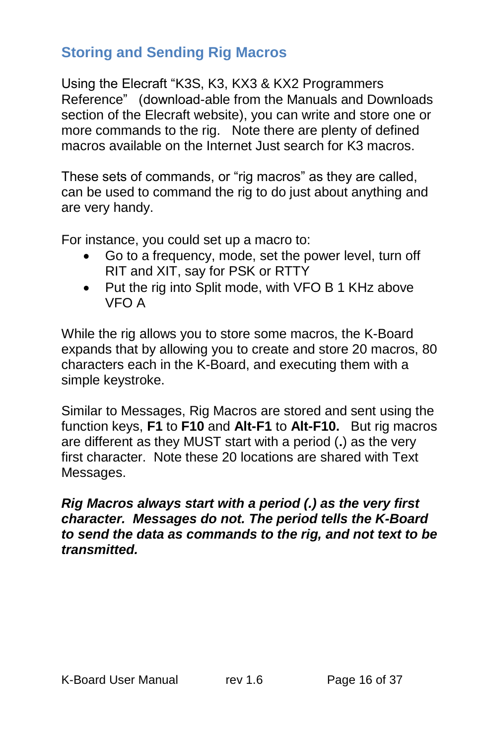## Storing and Sending Rig Macros

Using the Elecraft "K3S, K3, KX3 & KX2 Programmers Reference" (download-able from the Manuals and Downloads section of the Elecraft website), you can write and store one or more commands to the rig. Note there are plenty of defined macros available on the Internet Just search for K3 macros.

These sets of commands, or "rig macros" as they are called, can be used to command the rig to do just about anything and are very handy.

For instance, you could set up a macro to:

- Go to a frequency, mode, set the power level, turn off RIT and XIT, say for PSK or RTTY
- Put the rig into Split mode, with VFO B 1 KHz above VFO A

While the rig allows you to store some macros, the K-Board expands that by allowing you to create and store 20 macros, 80 characters each in the K-Board, and executing them with a simple keystroke.

Similar to Messages, Rig Macros are stored and sent using the function keys, **F1** to **F10** and **Alt-F1** to **Alt-F10.** But rig macros are different as they MUST start with a period (**.**) as the very first character. Note these 20 locations are shared with Text Messages.

***Rig Macros always start with a period (.) as the very first character. Messages do not. The period tells the K-Board to send the data as commands to the rig, and not text to be transmitted.***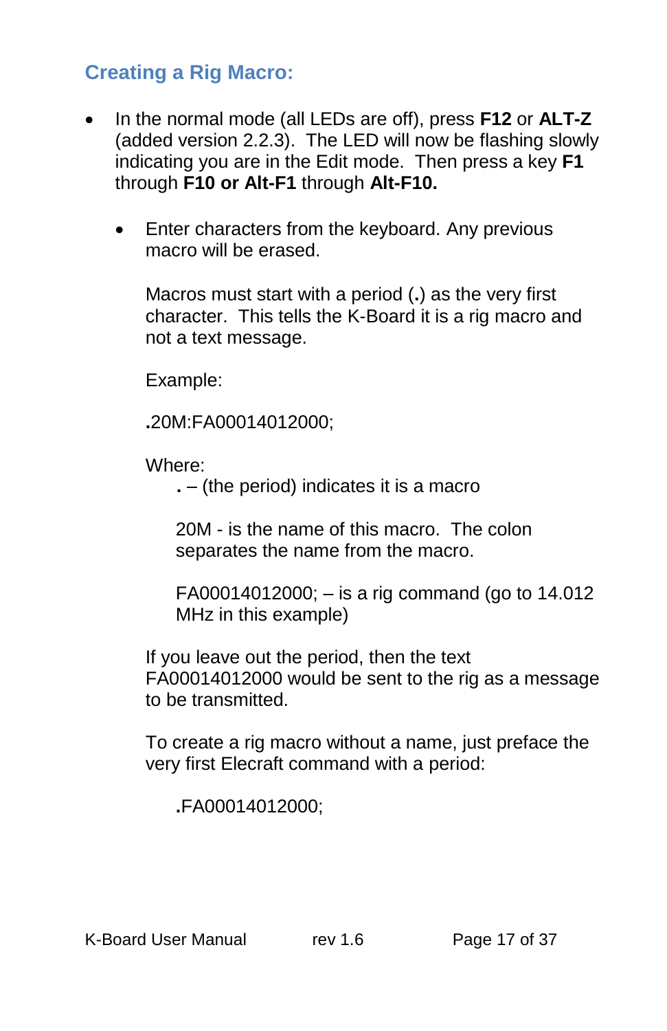## Creating a Rig Macro:

- In the normal mode (all LEDs are off), press **F12** or **ALT-Z** (added version 2.2.3). The LED will now be flashing slowly indicating you are in the Edit mode. Then press a key **F1** through **F10 or Alt-F1** through **Alt-F10.**

  - Enter characters from the keyboard. Any previous macro will be erased.

    Macros must start with a period (**.**) as the very first character. This tells the K-Board it is a rig macro and not a text message.

    Example:

    **.**20M:FA00014012000;

    Where:

    > **.** – (the period) indicates it is a macro
    >
    > 20M - is the name of this macro. The colon separates the name from the macro.
    >
    > FA00014012000; – is a rig command (go to 14.012 MHz in this example)

    If you leave out the period, then the text FA00014012000 would be sent to the rig as a message to be transmitted.

    To create a rig macro without a name, just preface the very first Elecraft command with a period:

    > **.**FA00014012000;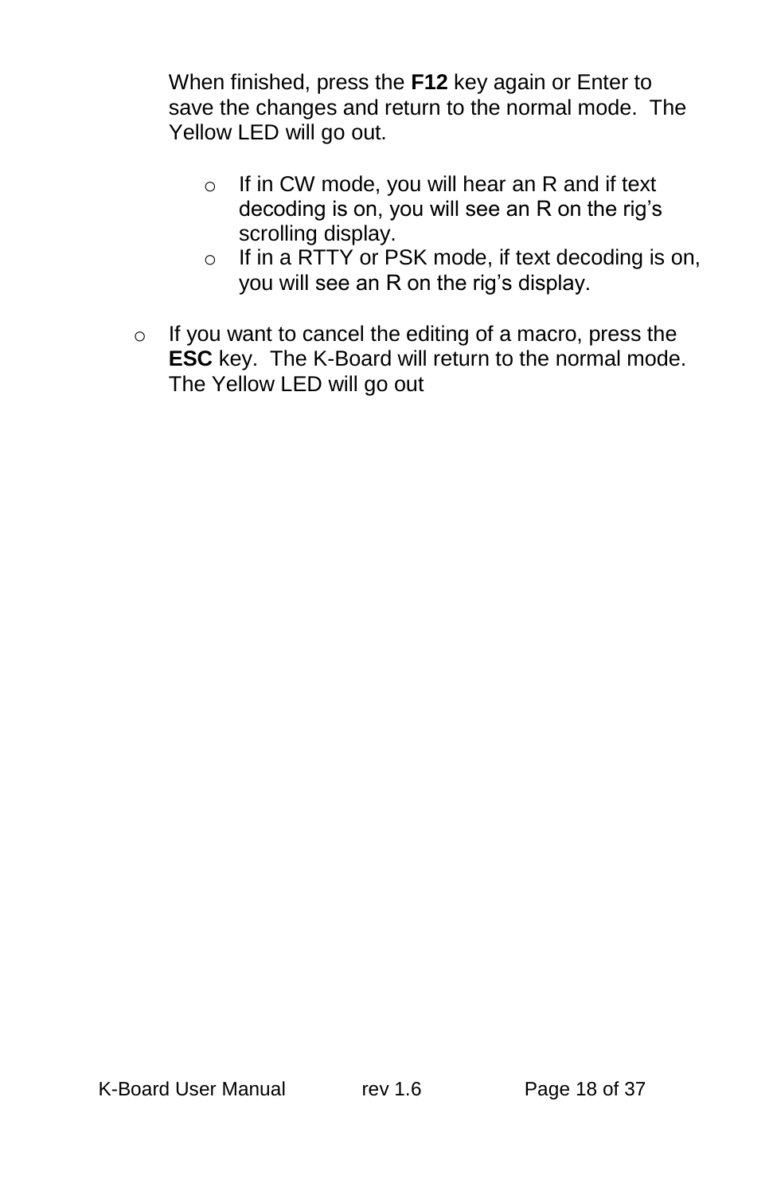When finished, press the **F12** key again or Enter to save the changes and return to the normal mode. The Yellow LED will go out.

  - If in CW mode, you will hear an R and if text decoding is on, you will see an R on the rig's scrolling display.
  - If in a RTTY or PSK mode, if text decoding is on, you will see an R on the rig's display.

- If you want to cancel the editing of a macro, press the **ESC** key. The K-Board will return to the normal mode. The Yellow LED will go out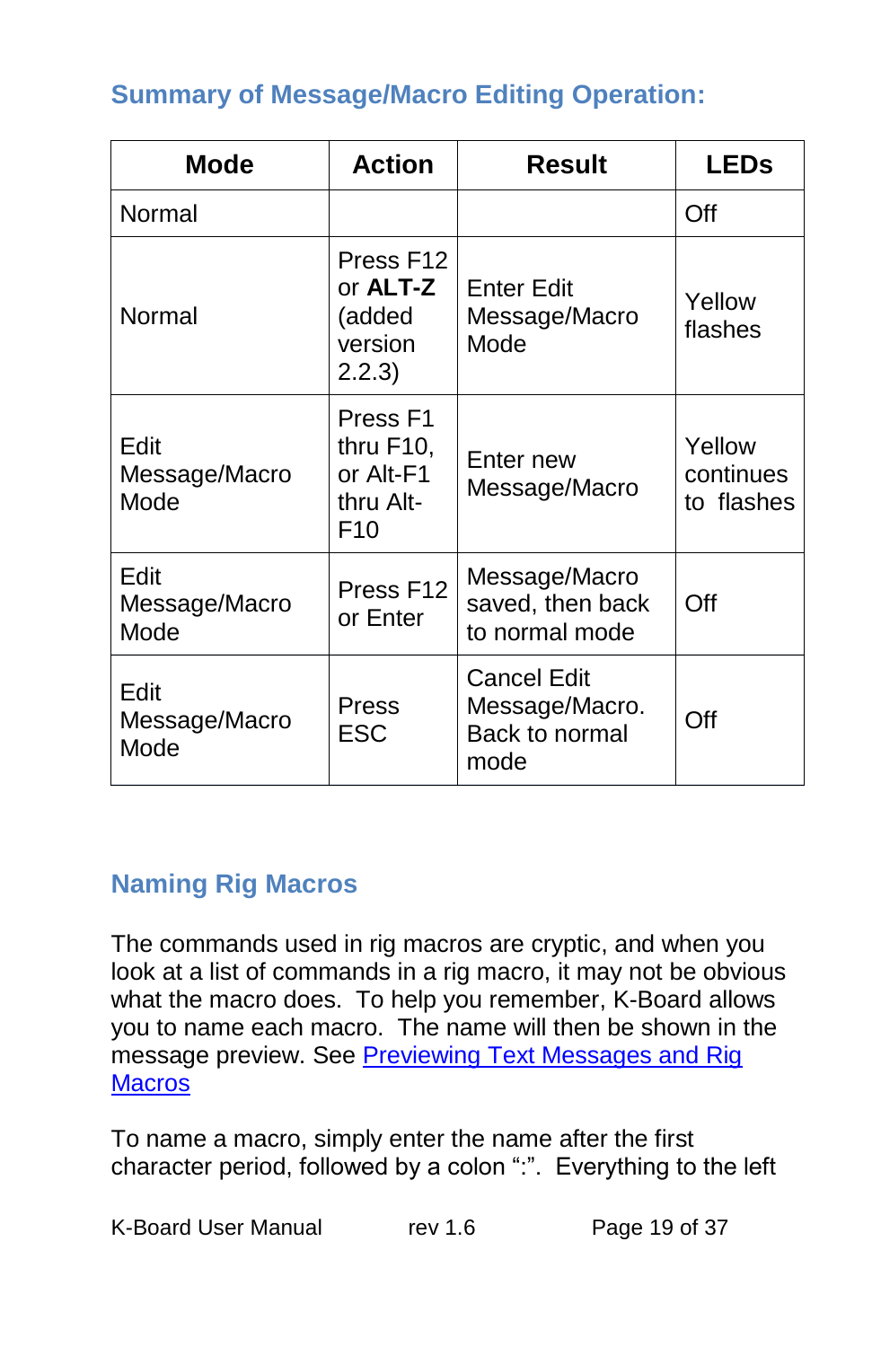## Summary of Message/Macro Editing Operation:

| Mode | Action | Result | LEDs |
|---|---|---|---|
| Normal | | | Off |
| Normal | Press F12 or **ALT-Z** (added version 2.2.3) | Enter Edit Message/Macro Mode | Yellow flashes |
| Edit Message/Macro Mode | Press F1 thru F10, or Alt-F1 thru Alt-F10 | Enter new Message/Macro | Yellow continues to flashes |
| Edit Message/Macro Mode | Press F12 or Enter | Message/Macro saved, then back to normal mode | Off |
| Edit Message/Macro Mode | Press ESC | Cancel Edit Message/Macro. Back to normal mode | Off |

## Naming Rig Macros

The commands used in rig macros are cryptic, and when you look at a list of commands in a rig macro, it may not be obvious what the macro does. To help you remember, K-Board allows you to name each macro. The name will then be shown in the message preview. See [Previewing Text Messages and Rig Macros]

To name a macro, simply enter the name after the first character period, followed by a colon ":". Everything to the left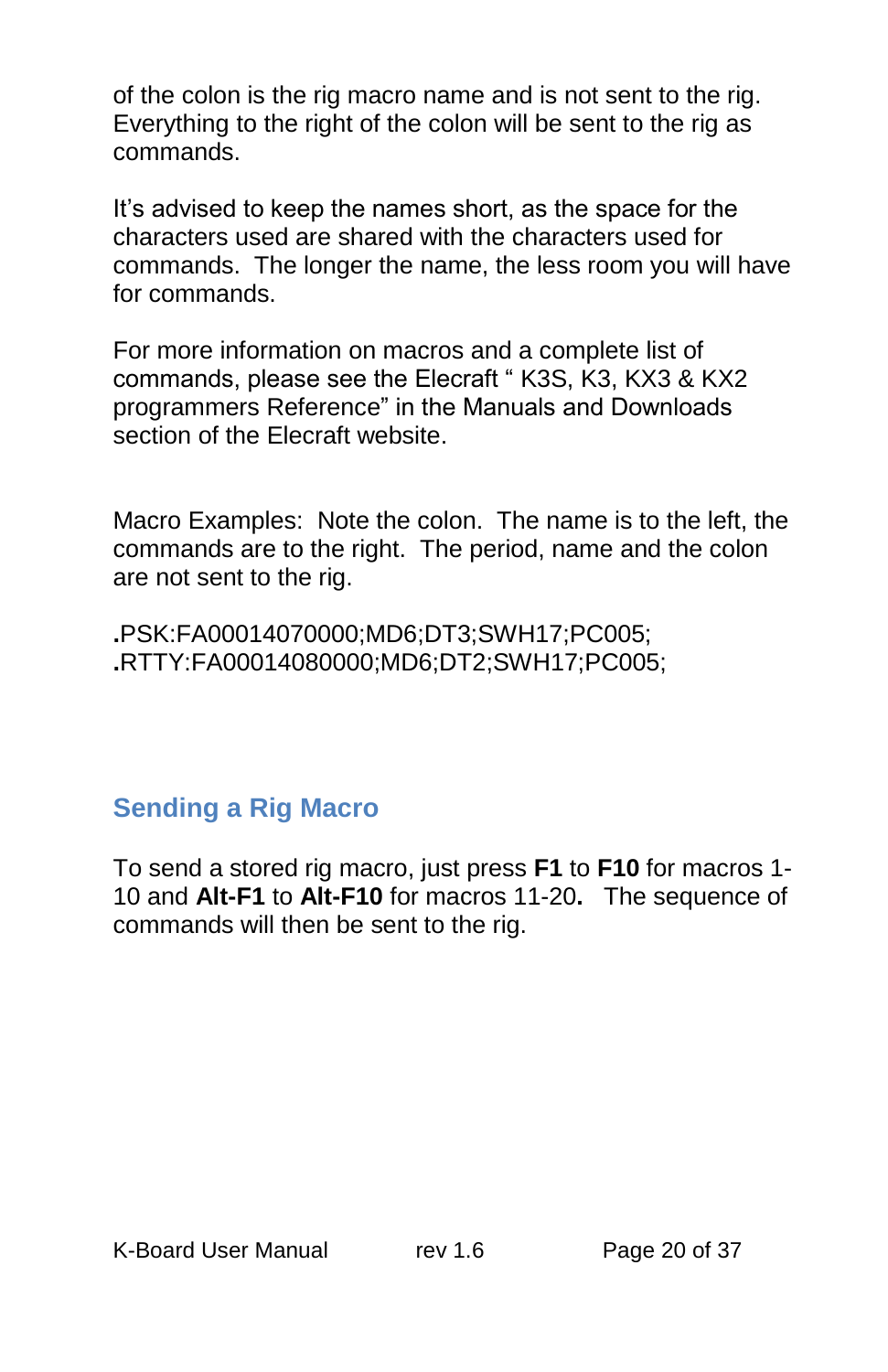of the colon is the rig macro name and is not sent to the rig. Everything to the right of the colon will be sent to the rig as commands.

It's advised to keep the names short, as the space for the characters used are shared with the characters used for commands. The longer the name, the less room you will have for commands.

For more information on macros and a complete list of commands, please see the Elecraft " K3S, K3, KX3 & KX2 programmers Reference" in the Manuals and Downloads section of the Elecraft website.

Macro Examples: Note the colon. The name is to the left, the commands are to the right. The period, name and the colon are not sent to the rig.

**.**PSK:FA00014070000;MD6;DT3;SWH17;PC005;
**.**RTTY:FA00014080000;MD6;DT2;SWH17;PC005;

## Sending a Rig Macro

To send a stored rig macro, just press **F1** to **F10** for macros 1-10 and **Alt-F1** to **Alt-F10** for macros 11-20**.** The sequence of commands will then be sent to the rig.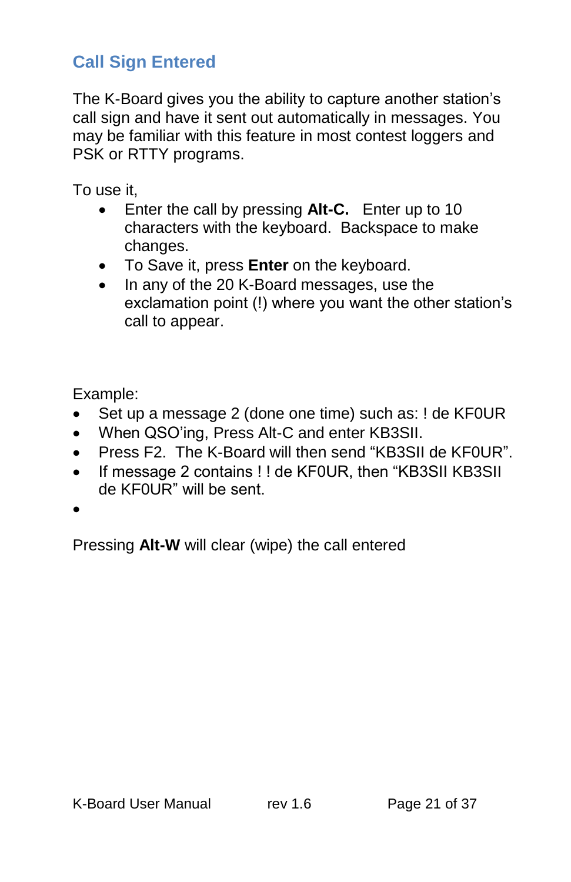## Call Sign Entered

The K-Board gives you the ability to capture another station's call sign and have it sent out automatically in messages. You may be familiar with this feature in most contest loggers and PSK or RTTY programs.

To use it,

- Enter the call by pressing **Alt-C.** Enter up to 10 characters with the keyboard. Backspace to make changes.
- To Save it, press **Enter** on the keyboard.
- In any of the 20 K-Board messages, use the exclamation point (!) where you want the other station's call to appear.

Example:

- Set up a message 2 (done one time) such as: ! de KF0UR
- When QSO'ing, Press Alt-C and enter KB3SII.
- Press F2. The K-Board will then send "KB3SII de KF0UR".
- If message 2 contains ! ! de KF0UR, then "KB3SII KB3SII de KF0UR" will be sent.
-

Pressing **Alt-W** will clear (wipe) the call entered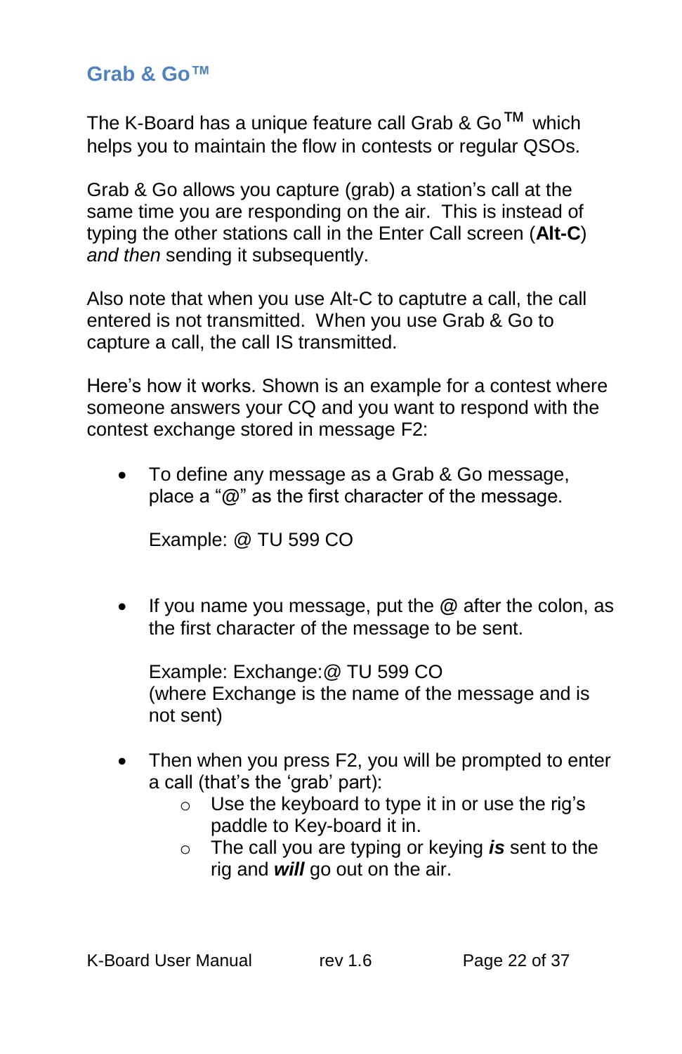## Grab & Go™

The K-Board has a unique feature call Grab & Go™ which helps you to maintain the flow in contests or regular QSOs.

Grab & Go allows you capture (grab) a station's call at the same time you are responding on the air. This is instead of typing the other stations call in the Enter Call screen (**Alt-C**) *and then* sending it subsequently.

Also note that when you use Alt-C to captutre a call, the call entered is not transmitted. When you use Grab & Go to capture a call, the call IS transmitted.

Here's how it works. Shown is an example for a contest where someone answers your CQ and you want to respond with the contest exchange stored in message F2:

- To define any message as a Grab & Go message, place a "@" as the first character of the message.

  Example: @ TU 599 CO

- If you name you message, put the @ after the colon, as the first character of the message to be sent.

  Example: Exchange:@ TU 599 CO
  (where Exchange is the name of the message and is not sent)

- Then when you press F2, you will be prompted to enter a call (that's the 'grab' part):
  - Use the keyboard to type it in or use the rig's paddle to Key-board it in.
  - The call you are typing or keying ***is*** sent to the rig and ***will*** go out on the air.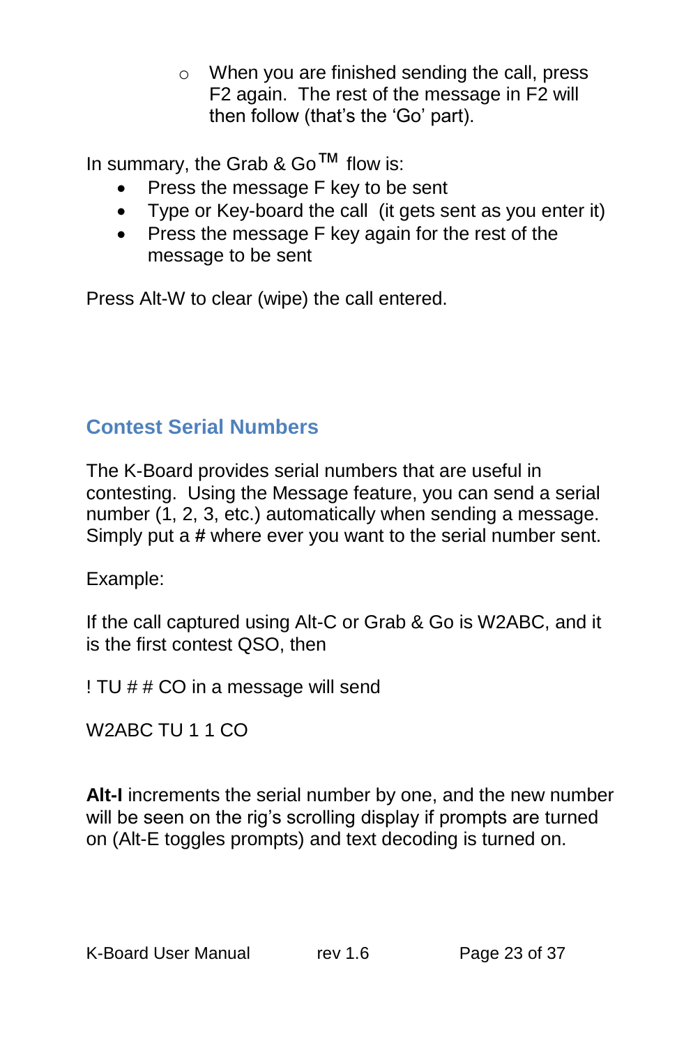- When you are finished sending the call, press F2 again. The rest of the message in F2 will then follow (that's the 'Go' part).

In summary, the Grab & Go™ flow is:

- Press the message F key to be sent
- Type or Key-board the call (it gets sent as you enter it)
- Press the message F key again for the rest of the message to be sent

Press Alt-W to clear (wipe) the call entered.

## Contest Serial Numbers

The K-Board provides serial numbers that are useful in contesting. Using the Message feature, you can send a serial number (1, 2, 3, etc.) automatically when sending a message. Simply put a # where ever you want to the serial number sent.

Example:

If the call captured using Alt-C or Grab & Go is W2ABC, and it is the first contest QSO, then

! TU # # CO in a message will send

W2ABC TU 1 1 CO

**Alt-I** increments the serial number by one, and the new number will be seen on the rig's scrolling display if prompts are turned on (Alt-E toggles prompts) and text decoding is turned on.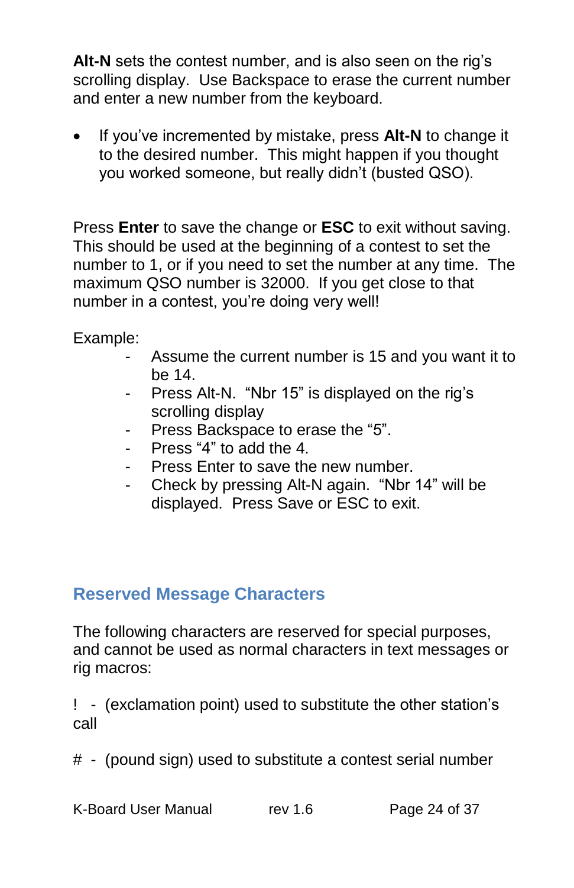**Alt-N** sets the contest number, and is also seen on the rig's scrolling display. Use Backspace to erase the current number and enter a new number from the keyboard.

- If you've incremented by mistake, press **Alt-N** to change it to the desired number. This might happen if you thought you worked someone, but really didn't (busted QSO).

Press **Enter** to save the change or **ESC** to exit without saving. This should be used at the beginning of a contest to set the number to 1, or if you need to set the number at any time. The maximum QSO number is 32000. If you get close to that number in a contest, you're doing very well!

Example:

- Assume the current number is 15 and you want it to be 14.
- Press Alt-N. "Nbr 15" is displayed on the rig's scrolling display
- Press Backspace to erase the "5".
- Press "4" to add the 4.
- Press Enter to save the new number.
- Check by pressing Alt-N again. "Nbr 14" will be displayed. Press Save or ESC to exit.

## Reserved Message Characters

The following characters are reserved for special purposes, and cannot be used as normal characters in text messages or rig macros:

! - (exclamation point) used to substitute the other station's call

# - (pound sign) used to substitute a contest serial number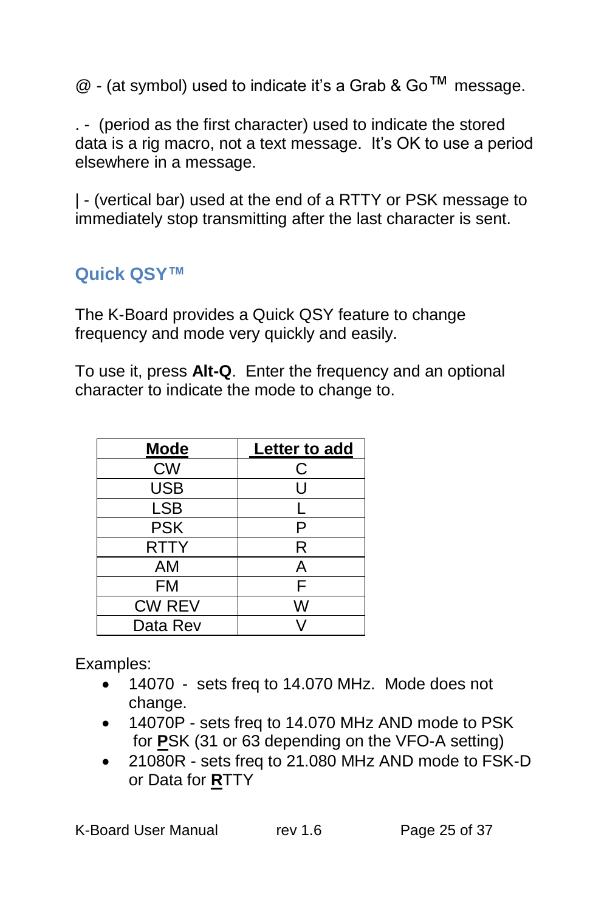@ - (at symbol) used to indicate it's a Grab & Go™ message.

. - (period as the first character) used to indicate the stored data is a rig macro, not a text message. It's OK to use a period elsewhere in a message.

| - (vertical bar) used at the end of a RTTY or PSK message to immediately stop transmitting after the last character is sent.

## Quick QSY™

The K-Board provides a Quick QSY feature to change frequency and mode very quickly and easily.

To use it, press **Alt-Q**. Enter the frequency and an optional character to indicate the mode to change to.

| Mode | Letter to add |
|---|---|
| CW | C |
| USB | U |
| LSB | L |
| PSK | P |
| RTTY | R |
| AM | A |
| FM | F |
| CW REV | W |
| Data Rev | V |

Examples:

- 14070 - sets freq to 14.070 MHz. Mode does not change.
- 14070P - sets freq to 14.070 MHz AND mode to PSK for **P**SK (31 or 63 depending on the VFO-A setting)
- 21080R - sets freq to 21.080 MHz AND mode to FSK-D or Data for **R**TTY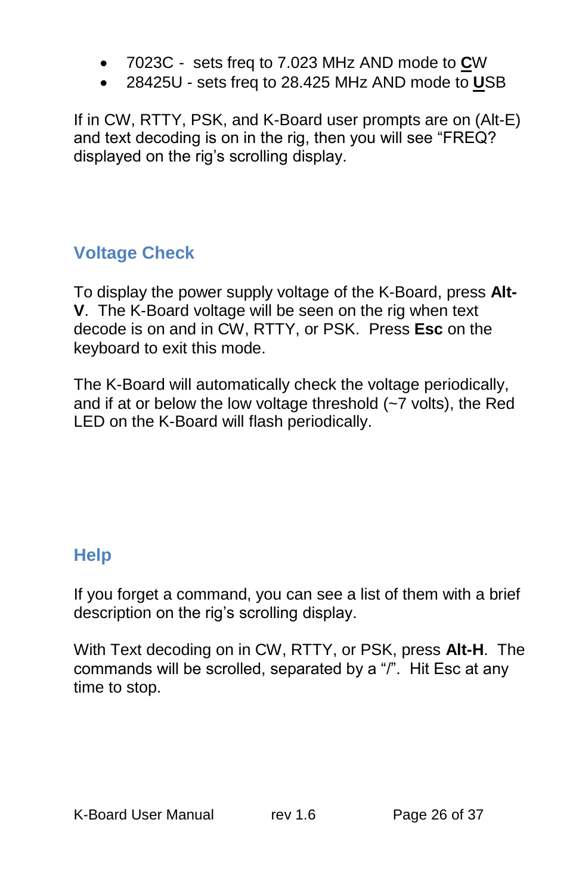- 7023C -  sets freq to 7.023 MHz AND mode to **C**W
- 28425U - sets freq to 28.425 MHz AND mode to **U**SB

If in CW, RTTY, PSK, and K-Board user prompts are on (Alt-E) and text decoding is on in the rig, then you will see “FREQ? displayed on the rig’s scrolling display.

## Voltage Check

To display the power supply voltage of the K-Board, press **Alt-V**.  The K-Board voltage will be seen on the rig when text decode is on and in CW, RTTY, or PSK.  Press **Esc** on the keyboard to exit this mode.

The K-Board will automatically check the voltage periodically, and if at or below the low voltage threshold (~7 volts), the Red LED on the K-Board will flash periodically.

## Help

If you forget a command, you can see a list of them with a brief description on the rig’s scrolling display.

With Text decoding on in CW, RTTY, or PSK, press **Alt-H**.  The commands will be scrolled, separated by a “/”.  Hit Esc at any time to stop.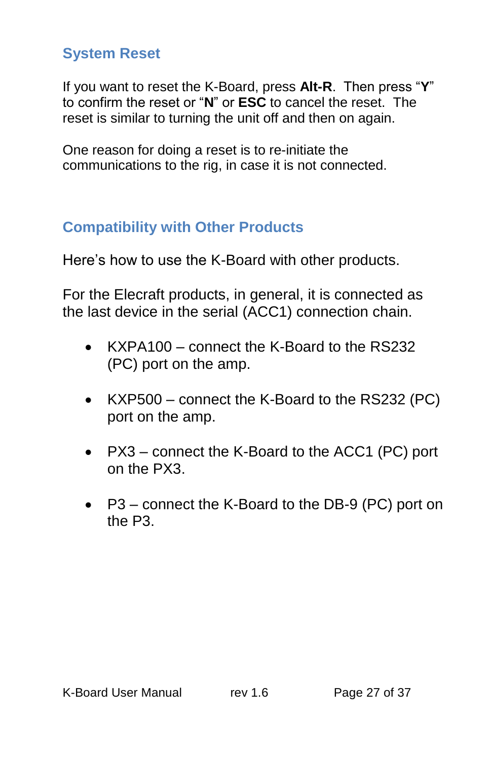## System Reset

If you want to reset the K-Board, press **Alt-R**. Then press “**Y**” to confirm the reset or “**N**” or **ESC** to cancel the reset. The reset is similar to turning the unit off and then on again.

One reason for doing a reset is to re-initiate the communications to the rig, in case it is not connected.

## Compatibility with Other Products

Here’s how to use the K-Board with other products.

For the Elecraft products, in general, it is connected as the last device in the serial (ACC1) connection chain.

- KXPA100 – connect the K-Board to the RS232 (PC) port on the amp.
- KXP500 – connect the K-Board to the RS232 (PC) port on the amp.
- PX3 – connect the K-Board to the ACC1 (PC) port on the PX3.
- P3 – connect the K-Board to the DB-9 (PC) port on the P3.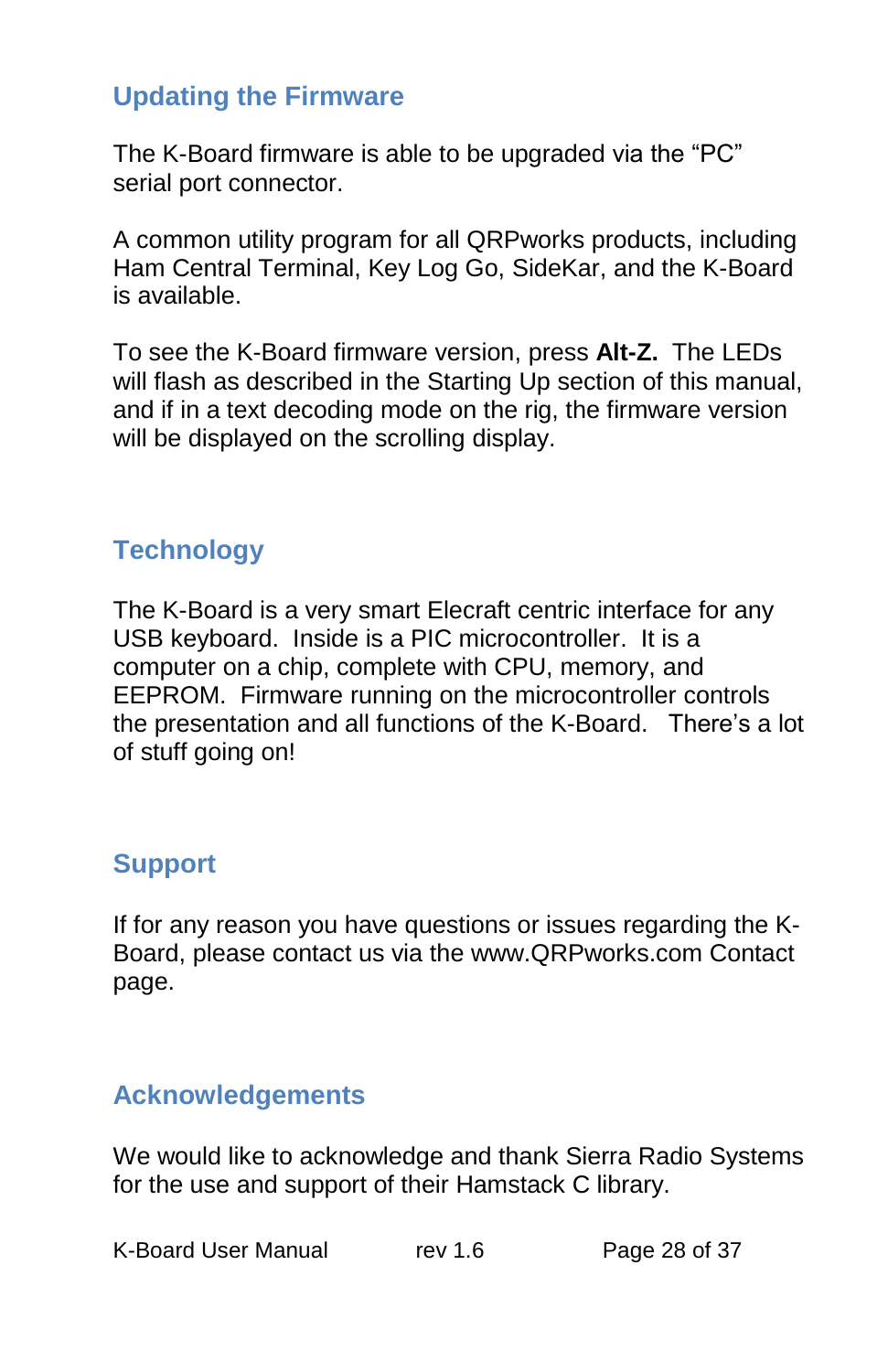## Updating the Firmware

The K-Board firmware is able to be upgraded via the “PC” serial port connector.

A common utility program for all QRPworks products, including Ham Central Terminal, Key Log Go, SideKar, and the K-Board is available.

To see the K-Board firmware version, press **Alt-Z.** The LEDs will flash as described in the Starting Up section of this manual, and if in a text decoding mode on the rig, the firmware version will be displayed on the scrolling display.

## Technology

The K-Board is a very smart Elecraft centric interface for any USB keyboard. Inside is a PIC microcontroller. It is a computer on a chip, complete with CPU, memory, and EEPROM. Firmware running on the microcontroller controls the presentation and all functions of the K-Board. There’s a lot of stuff going on!

## Support

If for any reason you have questions or issues regarding the K-Board, please contact us via the www.QRPworks.com Contact page.

## Acknowledgements

We would like to acknowledge and thank Sierra Radio Systems for the use and support of their Hamstack C library.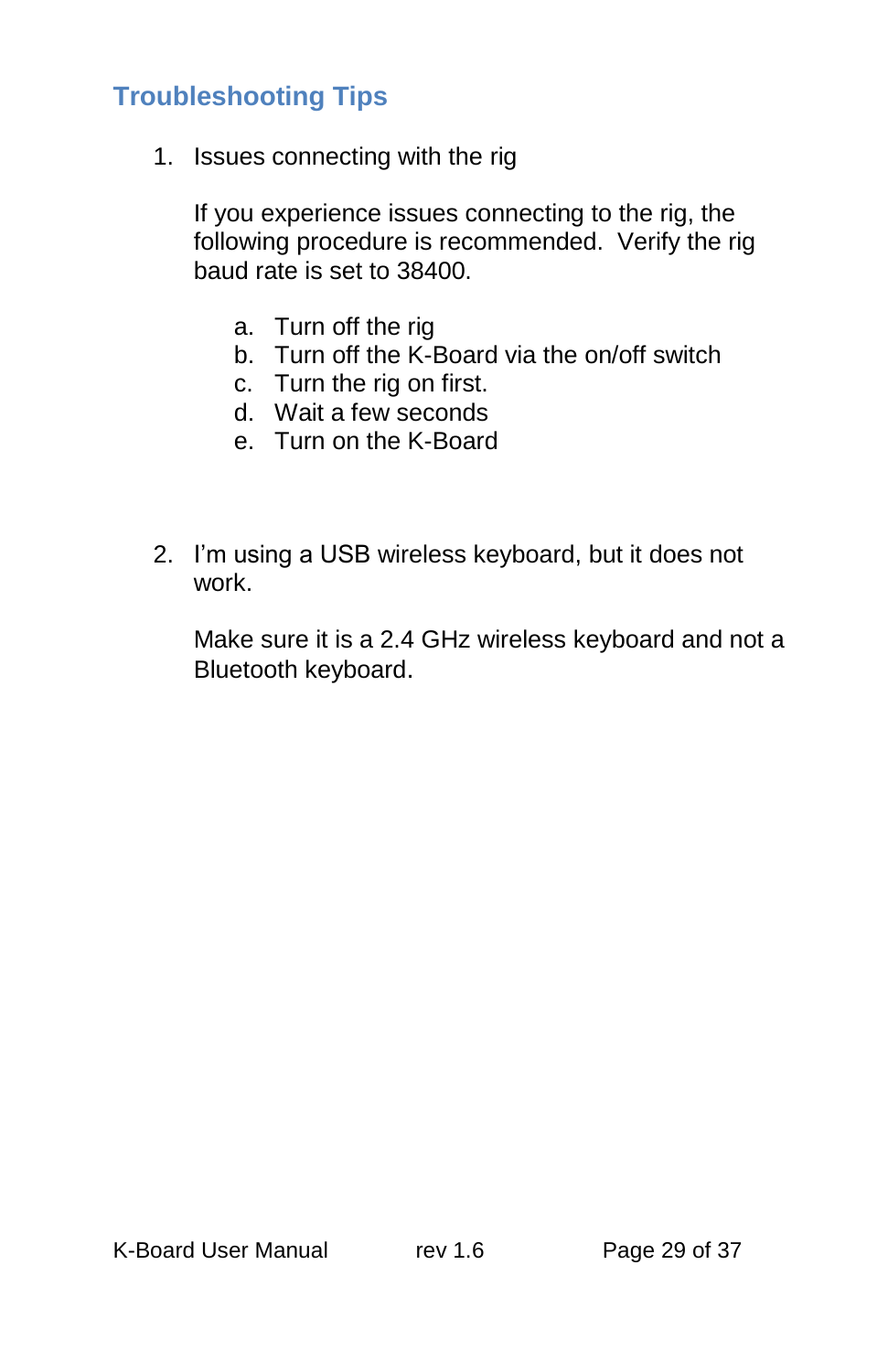## Troubleshooting Tips

1. Issues connecting with the rig

   If you experience issues connecting to the rig, the following procedure is recommended. Verify the rig baud rate is set to 38400.

   a. Turn off the rig
   b. Turn off the K-Board via the on/off switch
   c. Turn the rig on first.
   d. Wait a few seconds
   e. Turn on the K-Board

2. I'm using a USB wireless keyboard, but it does not work.

   Make sure it is a 2.4 GHz wireless keyboard and not a Bluetooth keyboard.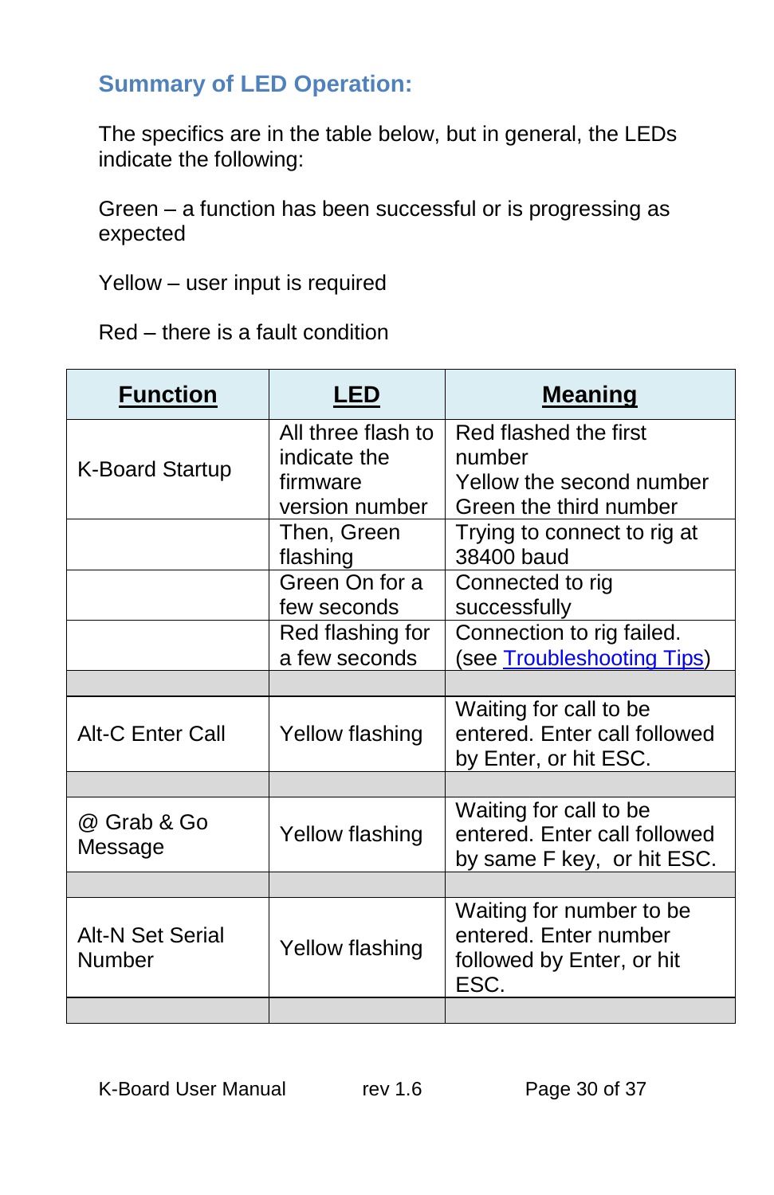## Summary of LED Operation:

The specifics are in the table below, but in general, the LEDs indicate the following:

Green – a function has been successful or is progressing as expected

Yellow – user input is required

Red – there is a fault condition

| Function | LED | Meaning |
|---|---|---|
| K-Board Startup | All three flash to indicate the firmware version number | Red flashed the first number<br>Yellow the second number<br>Green the third number |
| | Then, Green flashing | Trying to connect to rig at 38400 baud |
| | Green On for a few seconds | Connected to rig successfully |
| | Red flashing for a few seconds | Connection to rig failed. (see Troubleshooting Tips) |
| | | |
| Alt-C Enter Call | Yellow flashing | Waiting for call to be entered. Enter call followed by Enter, or hit ESC. |
| | | |
| @ Grab & Go Message | Yellow flashing | Waiting for call to be entered. Enter call followed by same F key, or hit ESC. |
| | | |
| Alt-N Set Serial Number | Yellow flashing | Waiting for number to be entered. Enter number followed by Enter, or hit ESC. |
| | | |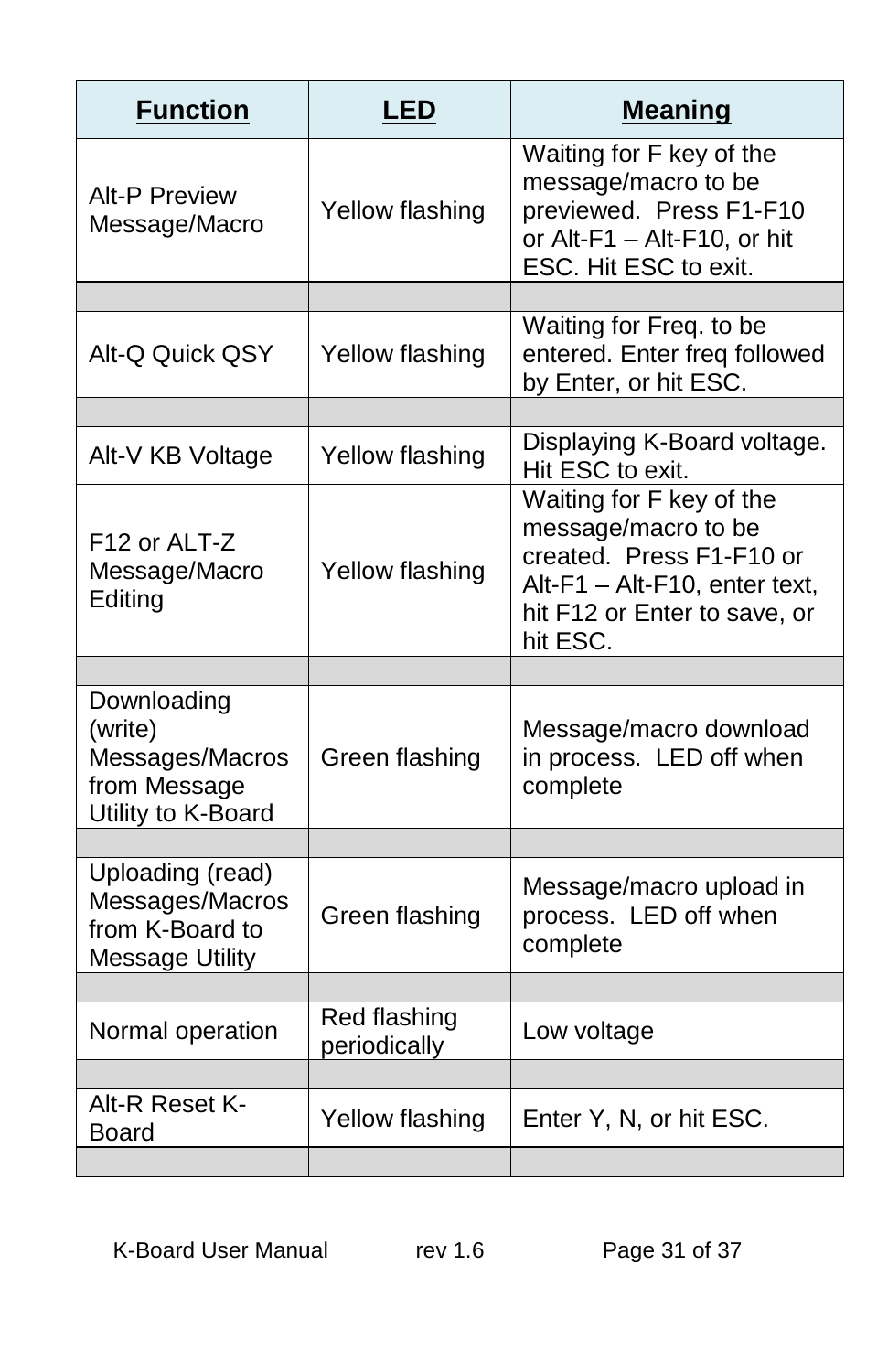| Function | LED | Meaning |
|---|---|---|
| Alt-P Preview Message/Macro | Yellow flashing | Waiting for F key of the message/macro to be previewed. Press F1-F10 or Alt-F1 – Alt-F10, or hit ESC. Hit ESC to exit. |
| | | |
| Alt-Q Quick QSY | Yellow flashing | Waiting for Freq. to be entered. Enter freq followed by Enter, or hit ESC. |
| | | |
| Alt-V KB Voltage | Yellow flashing | Displaying K-Board voltage. Hit ESC to exit. |
| F12 or ALT-Z Message/Macro Editing | Yellow flashing | Waiting for F key of the message/macro to be created. Press F1-F10 or Alt-F1 – Alt-F10, enter text, hit F12 or Enter to save, or hit ESC. |
| | | |
| Downloading (write) Messages/Macros from Message Utility to K-Board | Green flashing | Message/macro download in process. LED off when complete |
| | | |
| Uploading (read) Messages/Macros from K-Board to Message Utility | Green flashing | Message/macro upload in process. LED off when complete |
| | | |
| Normal operation | Red flashing periodically | Low voltage |
| | | |
| Alt-R Reset K-Board | Yellow flashing | Enter Y, N, or hit ESC. |
| | | |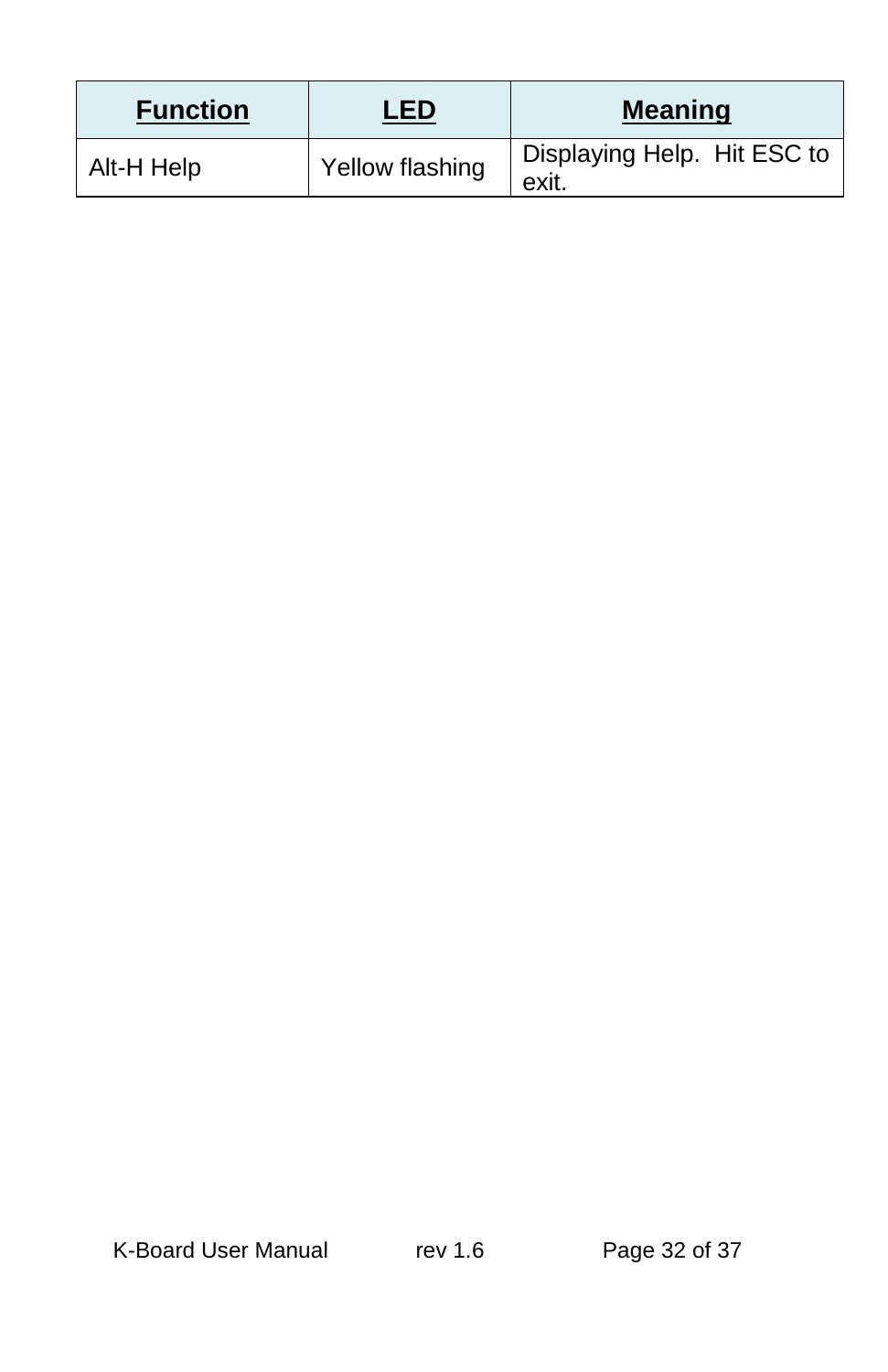| **Function** | **LED** | **Meaning** |
| --- | --- | --- |
| Alt-H Help | Yellow flashing | Displaying Help.  Hit ESC to exit. |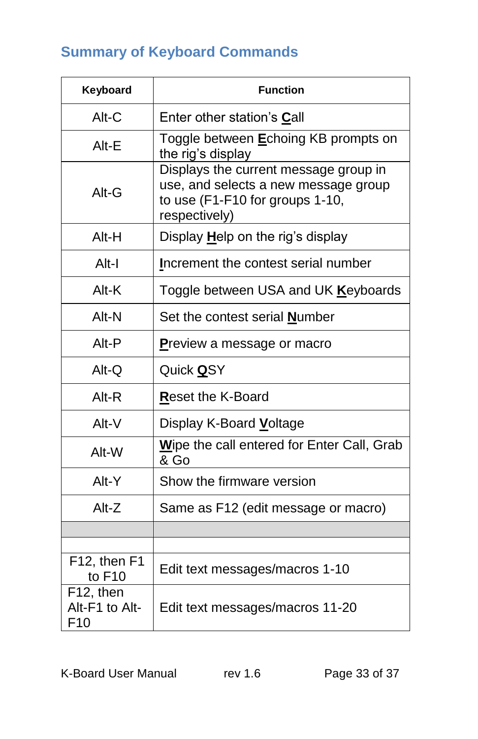## Summary of Keyboard Commands

| Keyboard | Function |
|---|---|
| Alt-C | Enter other station's **C**all |
| Alt-E | Toggle between **E**choing KB prompts on the rig's display |
| Alt-G | Displays the current message group in use, and selects a new message group to use (F1-F10 for groups 1-10, respectively) |
| Alt-H | Display **H**elp on the rig's display |
| Alt-I | **I**ncrement the contest serial number |
| Alt-K | Toggle between USA and UK **K**eyboards |
| Alt-N | Set the contest serial **N**umber |
| Alt-P | **P**review a message or macro |
| Alt-Q | Quick **Q**SY |
| Alt-R | **R**eset the K-Board |
| Alt-V | Display K-Board **V**oltage |
| Alt-W | **W**ipe the call entered for Enter Call, Grab & Go |
| Alt-Y | Show the firmware version |
| Alt-Z | Same as F12 (edit message or macro) |
| | |
| | |
| F12, then F1 to F10 | Edit text messages/macros 1-10 |
| F12, then Alt-F1 to Alt-F10 | Edit text messages/macros 11-20 |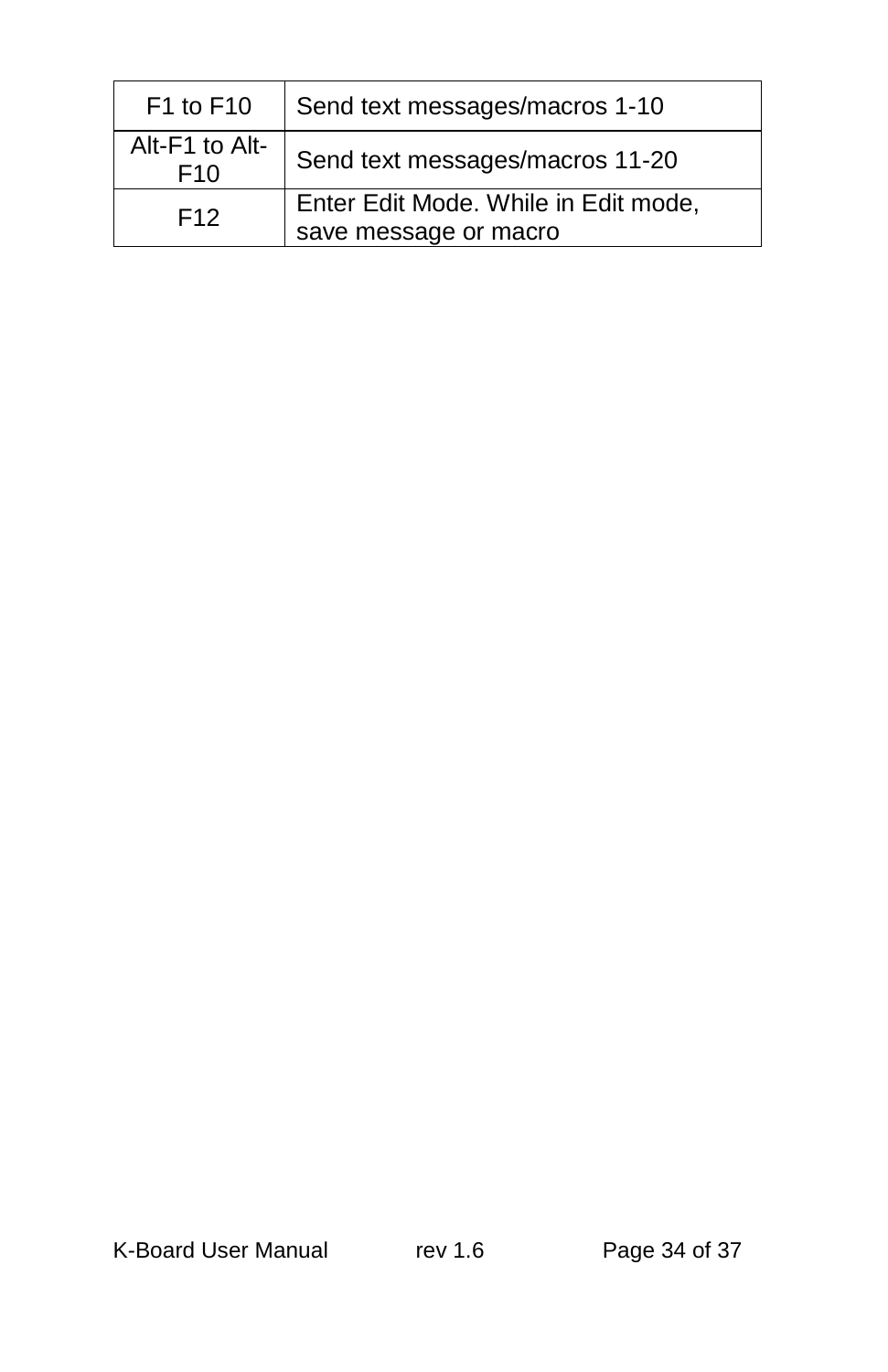| F1 to F10 | Send text messages/macros 1-10 |
|---|---|
| Alt-F1 to Alt-F10 | Send text messages/macros 11-20 |
| F12 | Enter Edit Mode. While in Edit mode, save message or macro |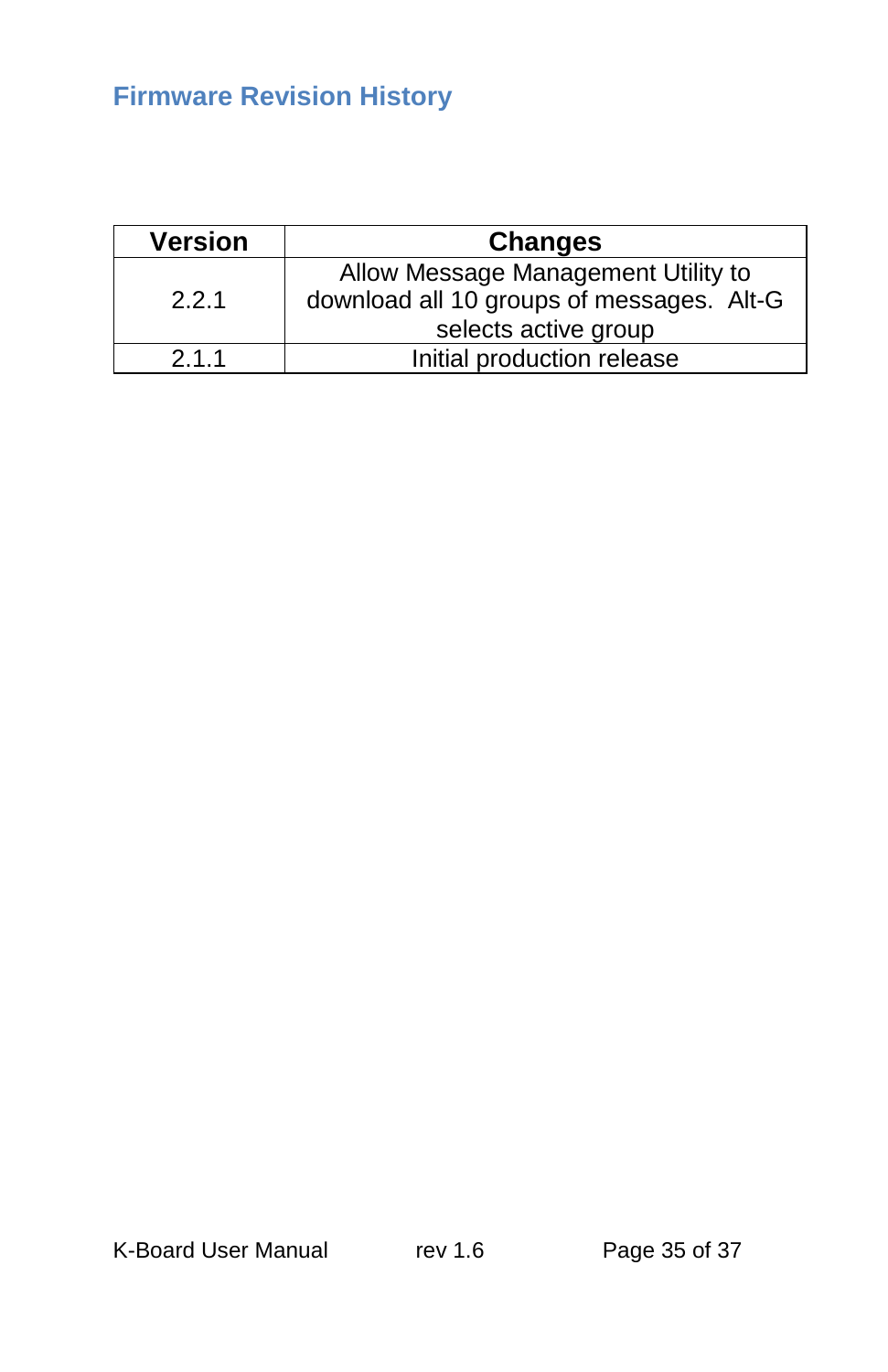# Firmware Revision History

| Version | Changes |
| --- | --- |
| 2.2.1 | Allow Message Management Utility to download all 10 groups of messages.  Alt-G selects active group |
| 2.1.1 | Initial production release |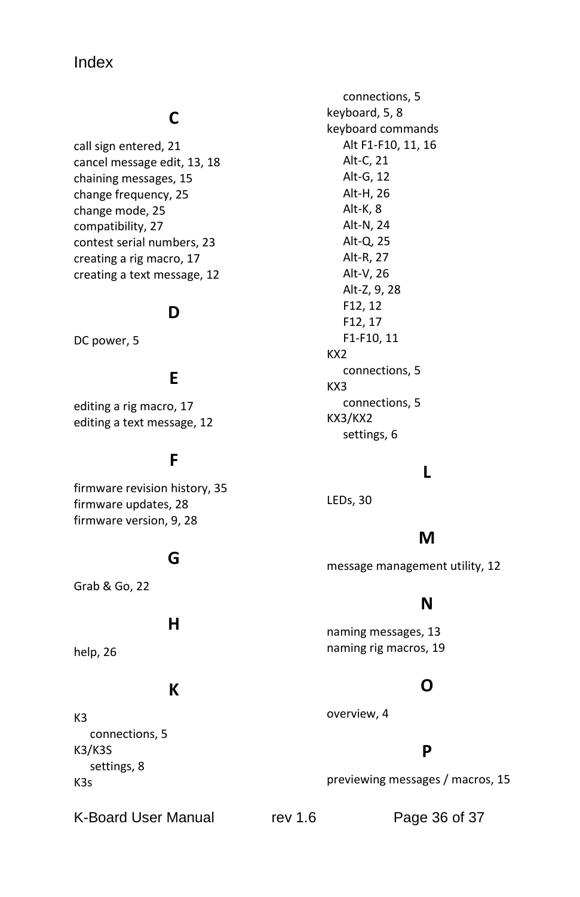# Index

## C

call sign entered, 21
cancel message edit, 13, 18
chaining messages, 15
change frequency, 25
change mode, 25
compatibility, 27
contest serial numbers, 23
creating a rig macro, 17
creating a text message, 12

## D

DC power, 5

## E

editing a rig macro, 17
editing a text message, 12

## F

firmware revision history, 35
firmware updates, 28
firmware version, 9, 28

## G

Grab & Go, 22

## H

help, 26

## K

K3
- connections, 5

K3/K3S
- settings, 8

K3s
- connections, 5

keyboard, 5, 8
keyboard commands
- Alt F1-F10, 11, 16
- Alt-C, 21
- Alt-G, 12
- Alt-H, 26
- Alt-K, 8
- Alt-N, 24
- Alt-Q, 25
- Alt-R, 27
- Alt-V, 26
- Alt-Z, 9, 28
- F12, 12
- F12, 17
- F1-F10, 11

KX2
- connections, 5

KX3
- connections, 5

KX3/KX2
- settings, 6

## L

LEDs, 30

## M

message management utility, 12

## N

naming messages, 13
naming rig macros, 19

## O

overview, 4

## P

previewing messages / macros, 15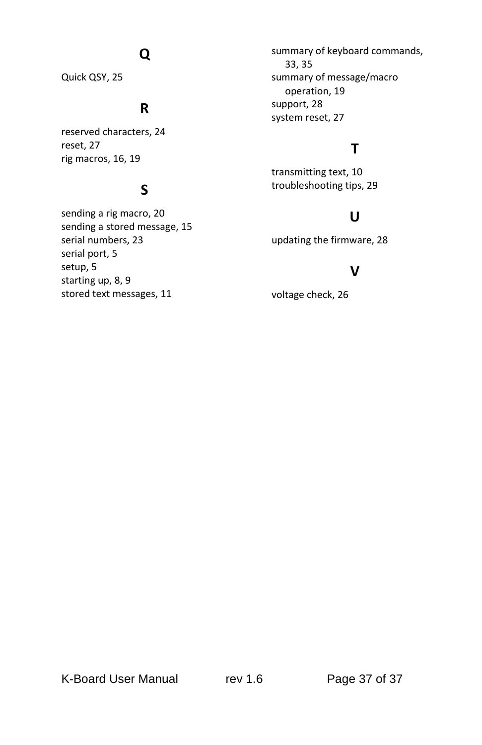## Q

Quick QSY, 25

## R

reserved characters, 24
reset, 27
rig macros, 16, 19

## S

sending a rig macro, 20
sending a stored message, 15
serial numbers, 23
serial port, 5
setup, 5
starting up, 8, 9
stored text messages, 11
summary of keyboard commands, 33, 35
summary of message/macro operation, 19
support, 28
system reset, 27

## T

transmitting text, 10
troubleshooting tips, 29

## U

updating the firmware, 28

## V

voltage check, 26